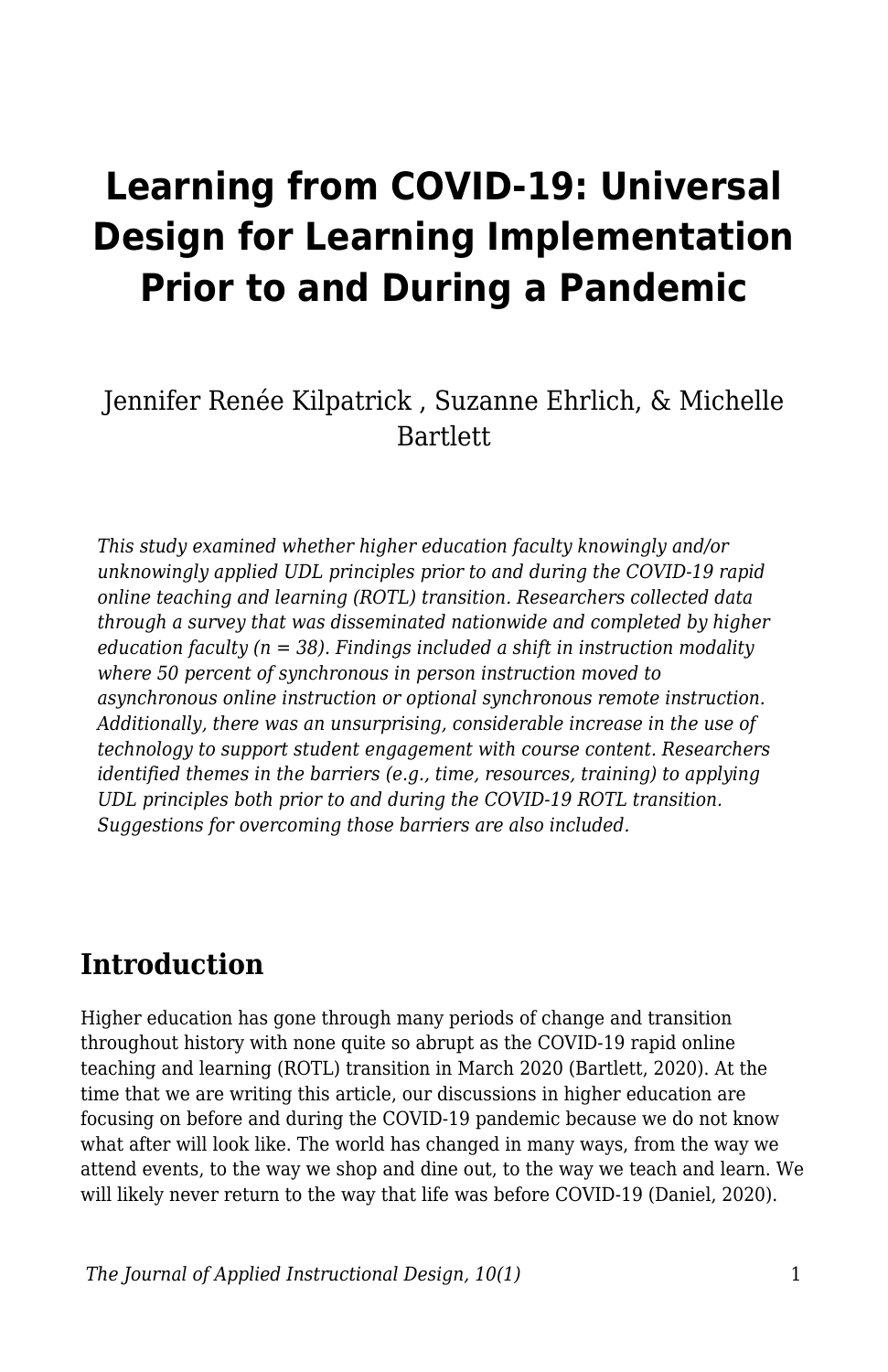# Learning from COVID-19: Universal Design for Learning Implementation Prior to and During a Pandemic

Jennifer Renée Kilpatrick , Suzanne Ehrlich, & Michelle Bartlett

*This study examined whether higher education faculty knowingly and/or unknowingly applied UDL principles prior to and during the COVID-19 rapid online teaching and learning (ROTL) transition. Researchers collected data through a survey that was disseminated nationwide and completed by higher education faculty (n = 38). Findings included a shift in instruction modality where 50 percent of synchronous in person instruction moved to asynchronous online instruction or optional synchronous remote instruction. Additionally, there was an unsurprising, considerable increase in the use of technology to support student engagement with course content. Researchers identified themes in the barriers (e.g., time, resources, training) to applying UDL principles both prior to and during the COVID-19 ROTL transition. Suggestions for overcoming those barriers are also included.*

## Introduction

Higher education has gone through many periods of change and transition throughout history with none quite so abrupt as the COVID-19 rapid online teaching and learning (ROTL) transition in March 2020 (Bartlett, 2020). At the time that we are writing this article, our discussions in higher education are focusing on before and during the COVID-19 pandemic because we do not know what after will look like. The world has changed in many ways, from the way we attend events, to the way we shop and dine out, to the way we teach and learn. We will likely never return to the way that life was before COVID-19 (Daniel, 2020).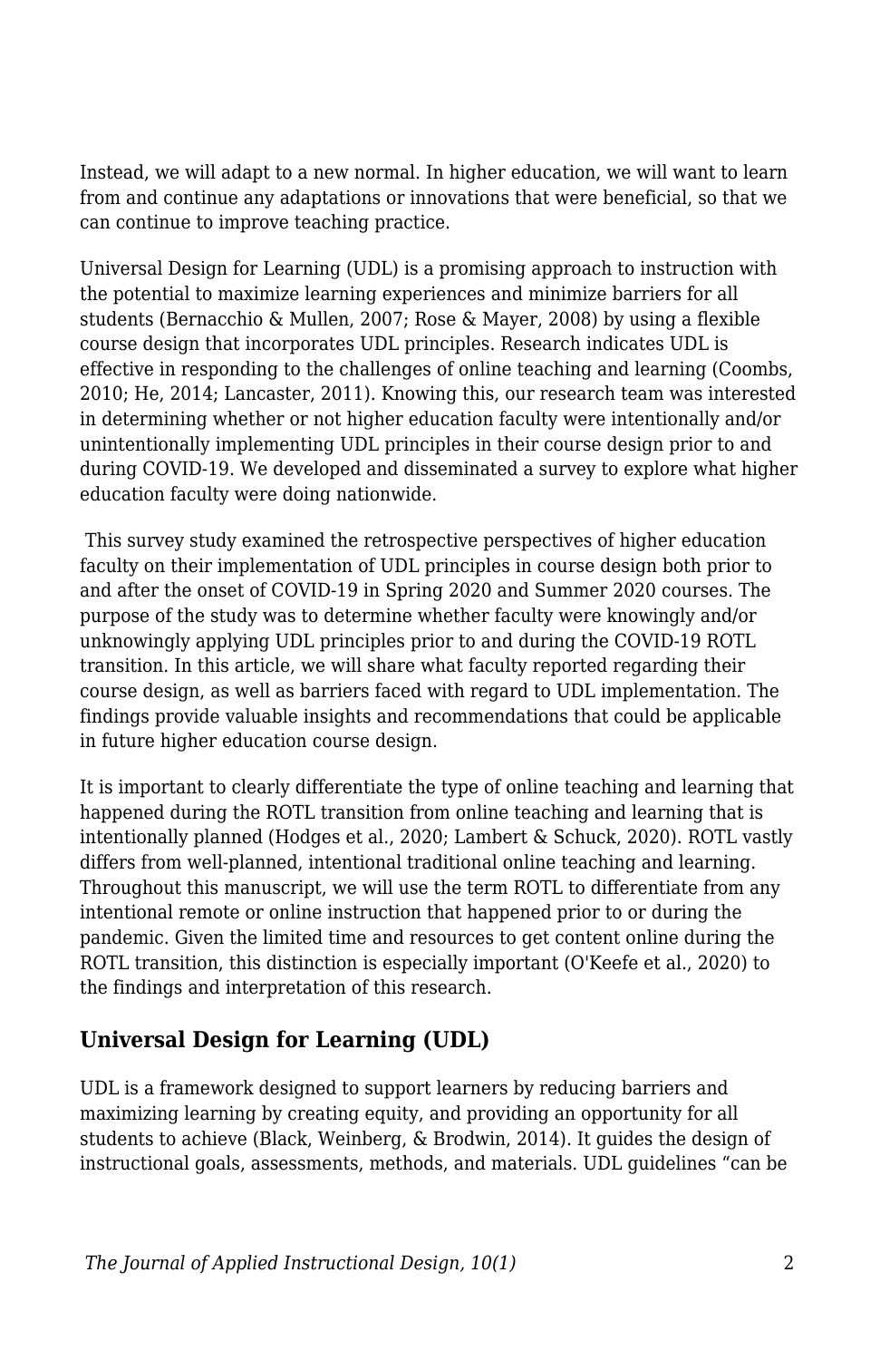Instead, we will adapt to a new normal. In higher education, we will want to learn from and continue any adaptations or innovations that were beneficial, so that we can continue to improve teaching practice.

Universal Design for Learning (UDL) is a promising approach to instruction with the potential to maximize learning experiences and minimize barriers for all students (Bernacchio & Mullen, 2007; Rose & Mayer, 2008) by using a flexible course design that incorporates UDL principles. Research indicates UDL is effective in responding to the challenges of online teaching and learning (Coombs, 2010; He, 2014; Lancaster, 2011). Knowing this, our research team was interested in determining whether or not higher education faculty were intentionally and/or unintentionally implementing UDL principles in their course design prior to and during COVID-19. We developed and disseminated a survey to explore what higher education faculty were doing nationwide.

This survey study examined the retrospective perspectives of higher education faculty on their implementation of UDL principles in course design both prior to and after the onset of COVID-19 in Spring 2020 and Summer 2020 courses. The purpose of the study was to determine whether faculty were knowingly and/or unknowingly applying UDL principles prior to and during the COVID-19 ROTL transition. In this article, we will share what faculty reported regarding their course design, as well as barriers faced with regard to UDL implementation. The findings provide valuable insights and recommendations that could be applicable in future higher education course design.

It is important to clearly differentiate the type of online teaching and learning that happened during the ROTL transition from online teaching and learning that is intentionally planned (Hodges et al., 2020; Lambert & Schuck, 2020). ROTL vastly differs from well-planned, intentional traditional online teaching and learning. Throughout this manuscript, we will use the term ROTL to differentiate from any intentional remote or online instruction that happened prior to or during the pandemic. Given the limited time and resources to get content online during the ROTL transition, this distinction is especially important (O'Keefe et al., 2020) to the findings and interpretation of this research.

## Universal Design for Learning (UDL)

UDL is a framework designed to support learners by reducing barriers and maximizing learning by creating equity, and providing an opportunity for all students to achieve (Black, Weinberg, & Brodwin, 2014). It guides the design of instructional goals, assessments, methods, and materials. UDL guidelines "can be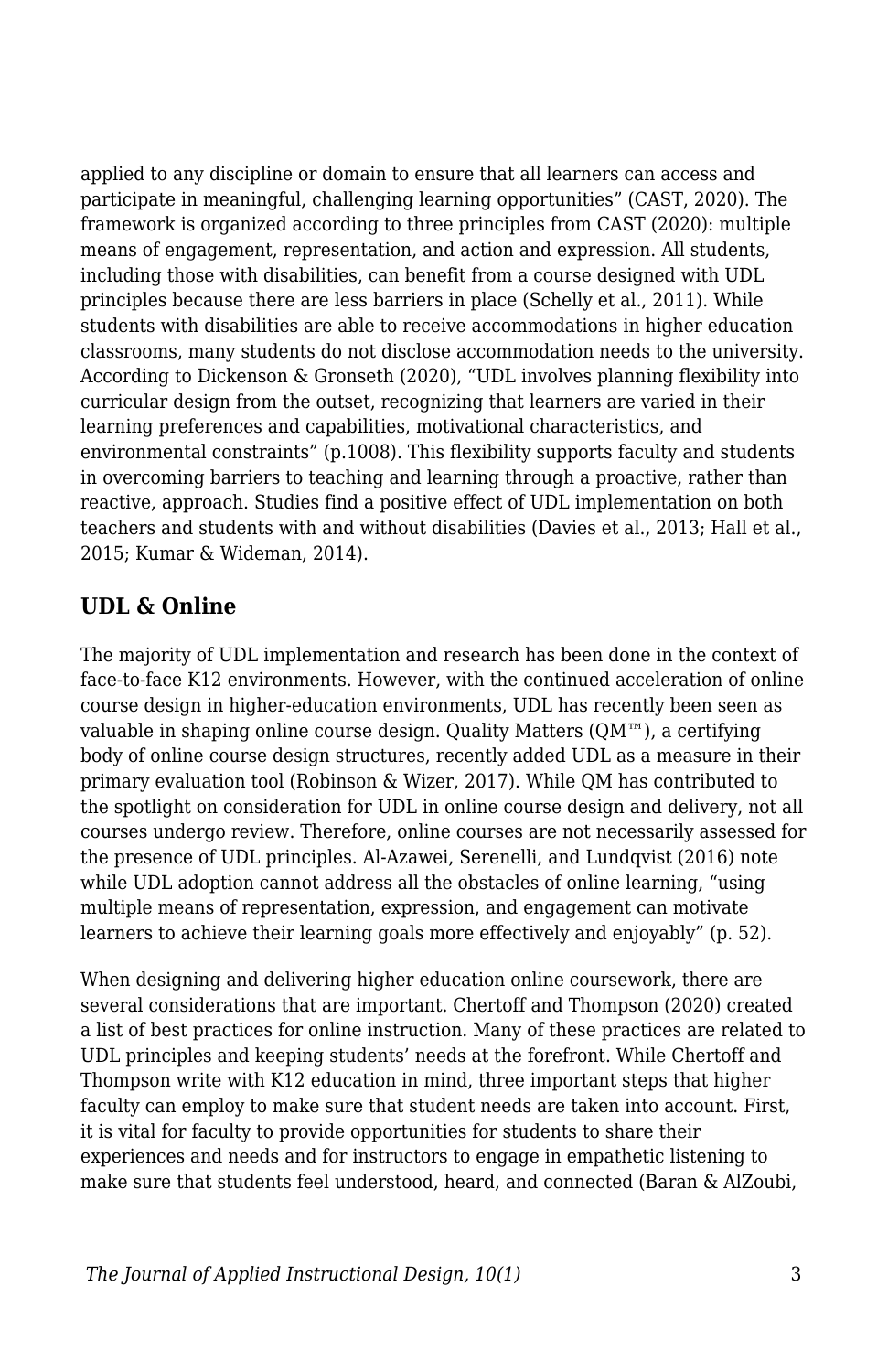applied to any discipline or domain to ensure that all learners can access and participate in meaningful, challenging learning opportunities" (CAST, 2020). The framework is organized according to three principles from CAST (2020): multiple means of engagement, representation, and action and expression. All students, including those with disabilities, can benefit from a course designed with UDL principles because there are less barriers in place (Schelly et al., 2011). While students with disabilities are able to receive accommodations in higher education classrooms, many students do not disclose accommodation needs to the university. According to Dickenson & Gronseth (2020), "UDL involves planning flexibility into curricular design from the outset, recognizing that learners are varied in their learning preferences and capabilities, motivational characteristics, and environmental constraints" (p.1008). This flexibility supports faculty and students in overcoming barriers to teaching and learning through a proactive, rather than reactive, approach. Studies find a positive effect of UDL implementation on both teachers and students with and without disabilities (Davies et al., 2013; Hall et al., 2015; Kumar & Wideman, 2014).

## UDL & Online

The majority of UDL implementation and research has been done in the context of face-to-face K12 environments. However, with the continued acceleration of online course design in higher-education environments, UDL has recently been seen as valuable in shaping online course design. Quality Matters (QM™), a certifying body of online course design structures, recently added UDL as a measure in their primary evaluation tool (Robinson & Wizer, 2017). While QM has contributed to the spotlight on consideration for UDL in online course design and delivery, not all courses undergo review. Therefore, online courses are not necessarily assessed for the presence of UDL principles. Al-Azawei, Serenelli, and Lundqvist (2016) note while UDL adoption cannot address all the obstacles of online learning, "using multiple means of representation, expression, and engagement can motivate learners to achieve their learning goals more effectively and enjoyably" (p. 52).

When designing and delivering higher education online coursework, there are several considerations that are important. Chertoff and Thompson (2020) created a list of best practices for online instruction. Many of these practices are related to UDL principles and keeping students' needs at the forefront. While Chertoff and Thompson write with K12 education in mind, three important steps that higher faculty can employ to make sure that student needs are taken into account. First, it is vital for faculty to provide opportunities for students to share their experiences and needs and for instructors to engage in empathetic listening to make sure that students feel understood, heard, and connected (Baran & AlZoubi,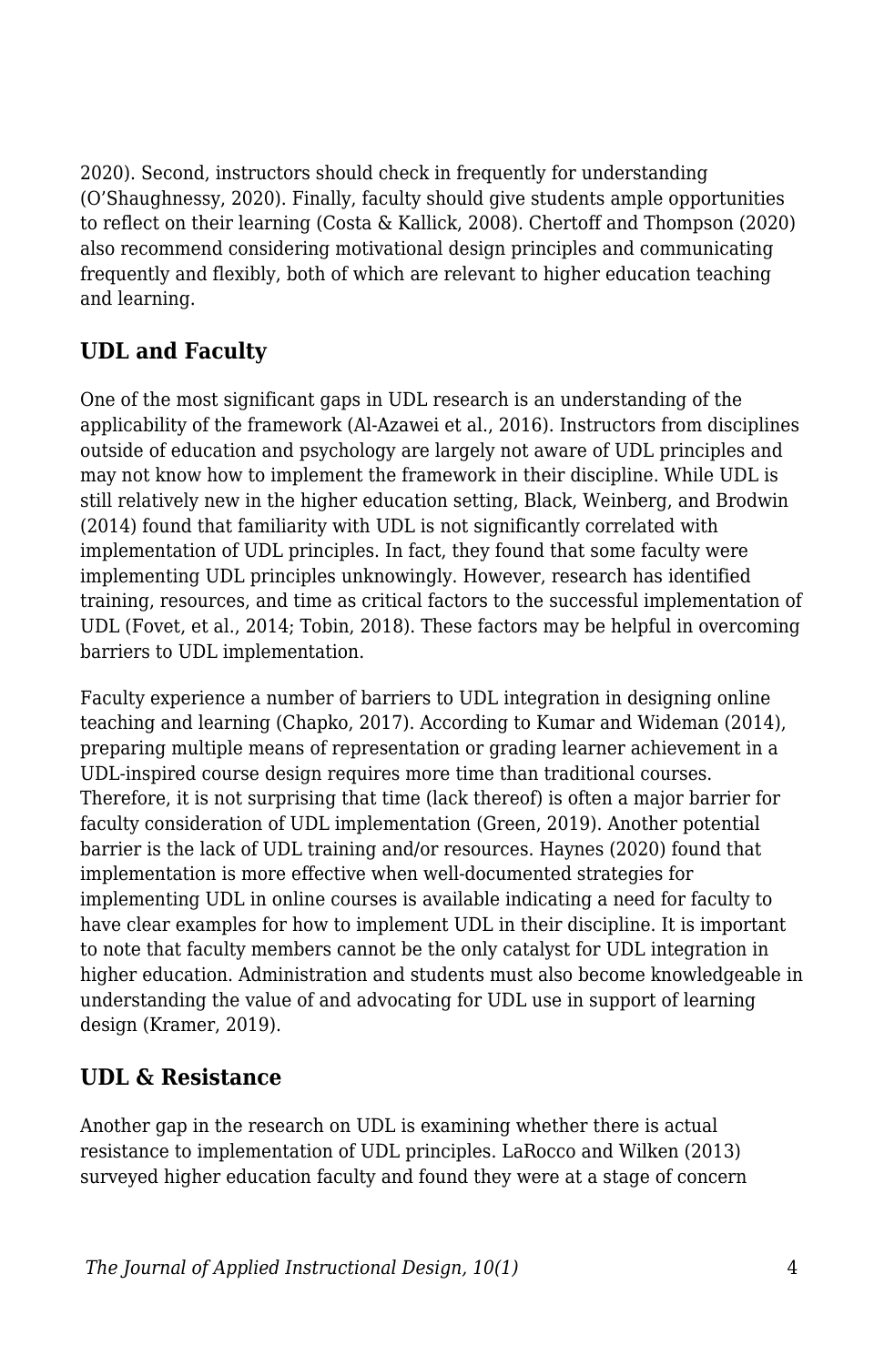2020). Second, instructors should check in frequently for understanding (O'Shaughnessy, 2020). Finally, faculty should give students ample opportunities to reflect on their learning (Costa & Kallick, 2008). Chertoff and Thompson (2020) also recommend considering motivational design principles and communicating frequently and flexibly, both of which are relevant to higher education teaching and learning.

## UDL and Faculty

One of the most significant gaps in UDL research is an understanding of the applicability of the framework (Al-Azawei et al., 2016). Instructors from disciplines outside of education and psychology are largely not aware of UDL principles and may not know how to implement the framework in their discipline. While UDL is still relatively new in the higher education setting, Black, Weinberg, and Brodwin (2014) found that familiarity with UDL is not significantly correlated with implementation of UDL principles. In fact, they found that some faculty were implementing UDL principles unknowingly. However, research has identified training, resources, and time as critical factors to the successful implementation of UDL (Fovet, et al., 2014; Tobin, 2018). These factors may be helpful in overcoming barriers to UDL implementation.

Faculty experience a number of barriers to UDL integration in designing online teaching and learning (Chapko, 2017). According to Kumar and Wideman (2014), preparing multiple means of representation or grading learner achievement in a UDL-inspired course design requires more time than traditional courses. Therefore, it is not surprising that time (lack thereof) is often a major barrier for faculty consideration of UDL implementation (Green, 2019). Another potential barrier is the lack of UDL training and/or resources. Haynes (2020) found that implementation is more effective when well-documented strategies for implementing UDL in online courses is available indicating a need for faculty to have clear examples for how to implement UDL in their discipline. It is important to note that faculty members cannot be the only catalyst for UDL integration in higher education. Administration and students must also become knowledgeable in understanding the value of and advocating for UDL use in support of learning design (Kramer, 2019).

## UDL & Resistance

Another gap in the research on UDL is examining whether there is actual resistance to implementation of UDL principles. LaRocco and Wilken (2013) surveyed higher education faculty and found they were at a stage of concern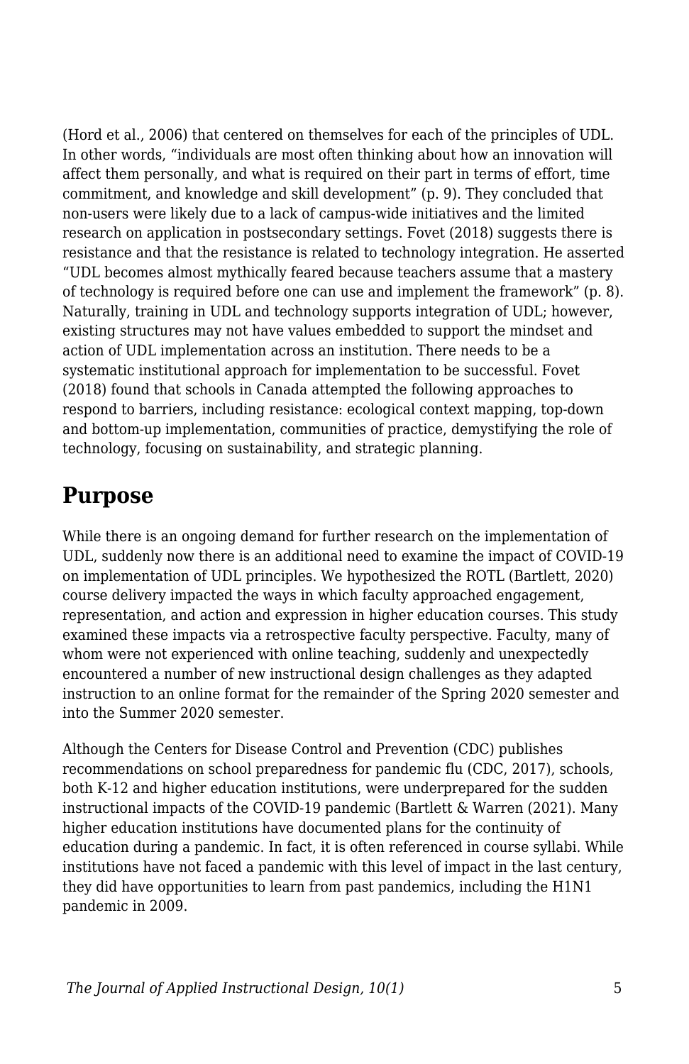(Hord et al., 2006) that centered on themselves for each of the principles of UDL. In other words, "individuals are most often thinking about how an innovation will affect them personally, and what is required on their part in terms of effort, time commitment, and knowledge and skill development" (p. 9). They concluded that non-users were likely due to a lack of campus-wide initiatives and the limited research on application in postsecondary settings. Fovet (2018) suggests there is resistance and that the resistance is related to technology integration. He asserted "UDL becomes almost mythically feared because teachers assume that a mastery of technology is required before one can use and implement the framework" (p. 8). Naturally, training in UDL and technology supports integration of UDL; however, existing structures may not have values embedded to support the mindset and action of UDL implementation across an institution. There needs to be a systematic institutional approach for implementation to be successful. Fovet (2018) found that schools in Canada attempted the following approaches to respond to barriers, including resistance: ecological context mapping, top-down and bottom-up implementation, communities of practice, demystifying the role of technology, focusing on sustainability, and strategic planning.

## Purpose

While there is an ongoing demand for further research on the implementation of UDL, suddenly now there is an additional need to examine the impact of COVID-19 on implementation of UDL principles. We hypothesized the ROTL (Bartlett, 2020) course delivery impacted the ways in which faculty approached engagement, representation, and action and expression in higher education courses. This study examined these impacts via a retrospective faculty perspective. Faculty, many of whom were not experienced with online teaching, suddenly and unexpectedly encountered a number of new instructional design challenges as they adapted instruction to an online format for the remainder of the Spring 2020 semester and into the Summer 2020 semester.

Although the Centers for Disease Control and Prevention (CDC) publishes recommendations on school preparedness for pandemic flu (CDC, 2017), schools, both K-12 and higher education institutions, were underprepared for the sudden instructional impacts of the COVID-19 pandemic (Bartlett & Warren (2021). Many higher education institutions have documented plans for the continuity of education during a pandemic. In fact, it is often referenced in course syllabi. While institutions have not faced a pandemic with this level of impact in the last century, they did have opportunities to learn from past pandemics, including the H1N1 pandemic in 2009.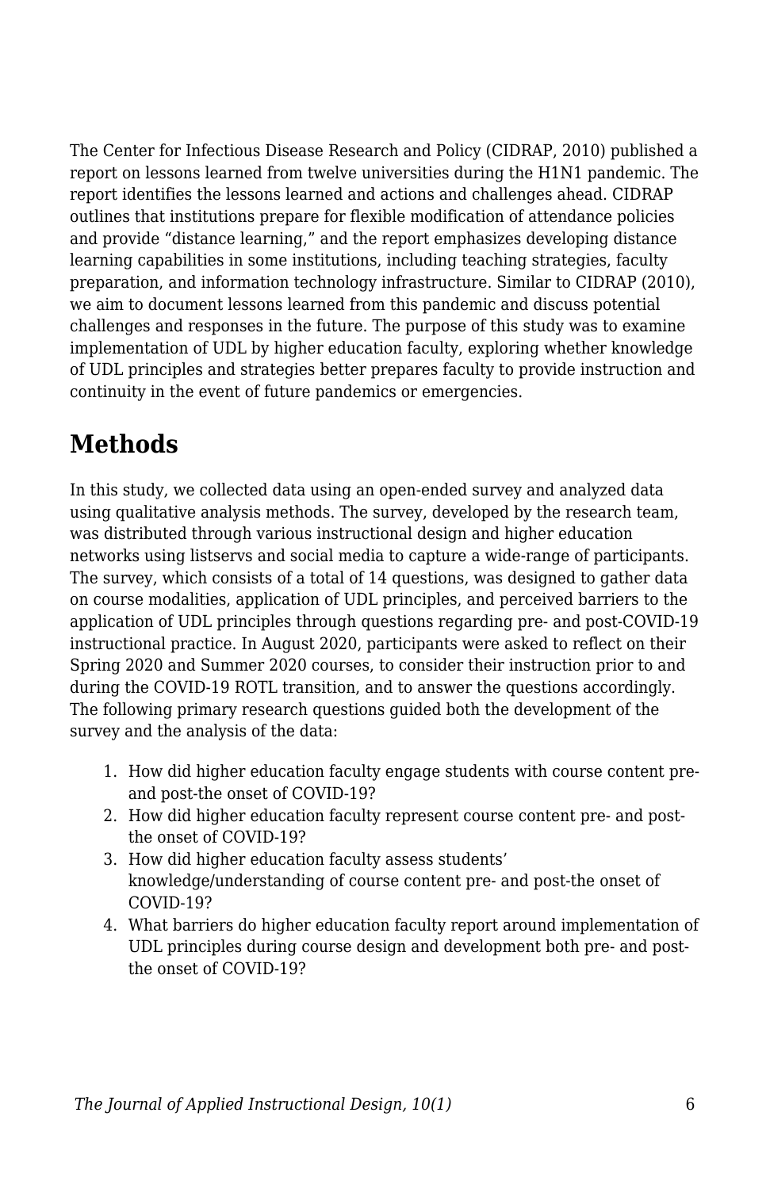The Center for Infectious Disease Research and Policy (CIDRAP, 2010) published a report on lessons learned from twelve universities during the H1N1 pandemic. The report identifies the lessons learned and actions and challenges ahead. CIDRAP outlines that institutions prepare for flexible modification of attendance policies and provide "distance learning," and the report emphasizes developing distance learning capabilities in some institutions, including teaching strategies, faculty preparation, and information technology infrastructure. Similar to CIDRAP (2010), we aim to document lessons learned from this pandemic and discuss potential challenges and responses in the future. The purpose of this study was to examine implementation of UDL by higher education faculty, exploring whether knowledge of UDL principles and strategies better prepares faculty to provide instruction and continuity in the event of future pandemics or emergencies.

## Methods

In this study, we collected data using an open-ended survey and analyzed data using qualitative analysis methods. The survey, developed by the research team, was distributed through various instructional design and higher education networks using listservs and social media to capture a wide-range of participants. The survey, which consists of a total of 14 questions, was designed to gather data on course modalities, application of UDL principles, and perceived barriers to the application of UDL principles through questions regarding pre- and post-COVID-19 instructional practice. In August 2020, participants were asked to reflect on their Spring 2020 and Summer 2020 courses, to consider their instruction prior to and during the COVID-19 ROTL transition, and to answer the questions accordingly. The following primary research questions guided both the development of the survey and the analysis of the data:

1. How did higher education faculty engage students with course content pre- and post-the onset of COVID-19?
2. How did higher education faculty represent course content pre- and post-the onset of COVID-19?
3. How did higher education faculty assess students' knowledge/understanding of course content pre- and post-the onset of COVID-19?
4. What barriers do higher education faculty report around implementation of UDL principles during course design and development both pre- and post-the onset of COVID-19?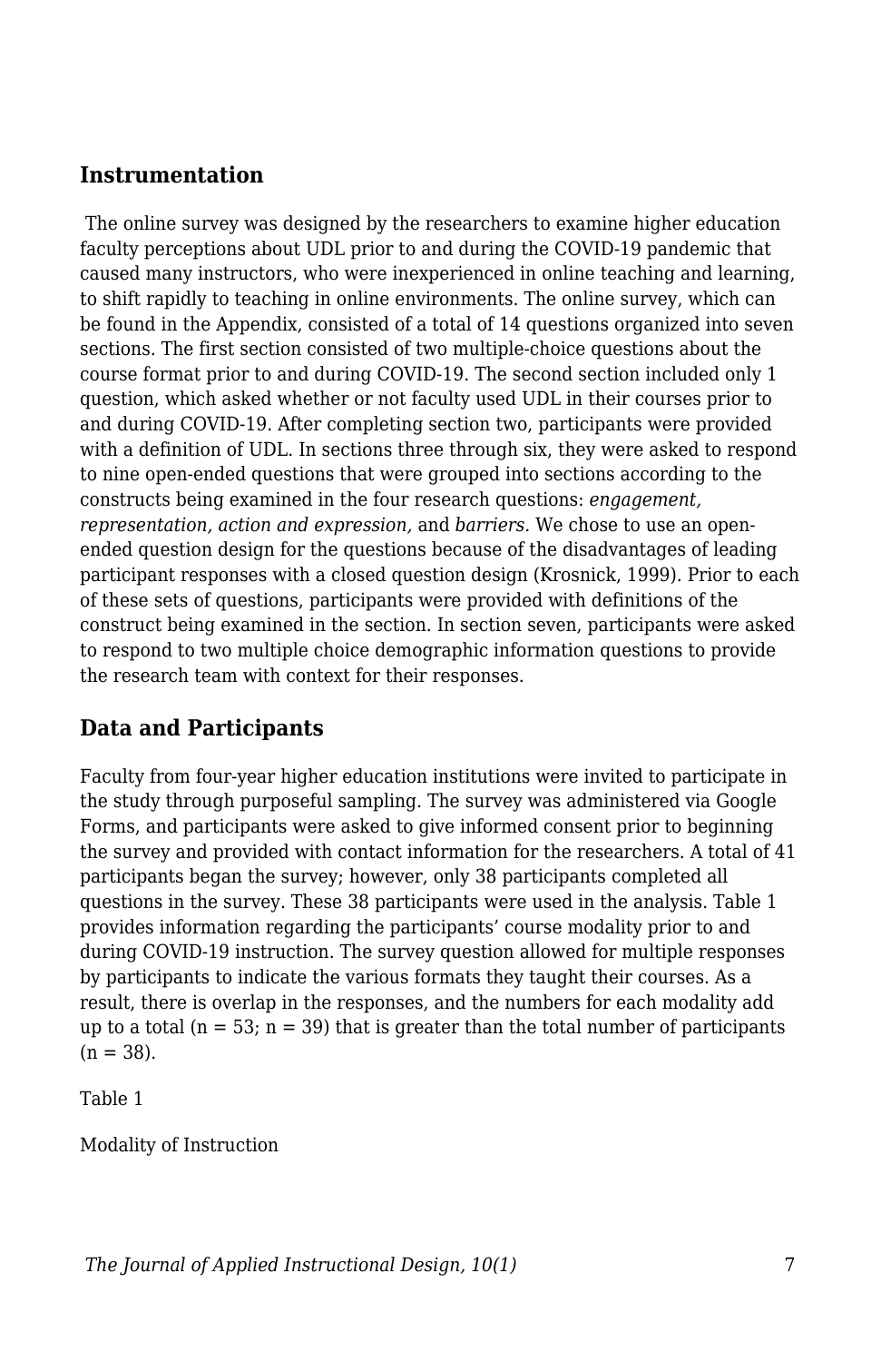## Instrumentation

The online survey was designed by the researchers to examine higher education faculty perceptions about UDL prior to and during the COVID-19 pandemic that caused many instructors, who were inexperienced in online teaching and learning, to shift rapidly to teaching in online environments. The online survey, which can be found in the Appendix, consisted of a total of 14 questions organized into seven sections. The first section consisted of two multiple-choice questions about the course format prior to and during COVID-19. The second section included only 1 question, which asked whether or not faculty used UDL in their courses prior to and during COVID-19. After completing section two, participants were provided with a definition of UDL. In sections three through six, they were asked to respond to nine open-ended questions that were grouped into sections according to the constructs being examined in the four research questions: *engagement, representation, action and expression,* and *barriers.* We chose to use an open-ended question design for the questions because of the disadvantages of leading participant responses with a closed question design (Krosnick, 1999). Prior to each of these sets of questions, participants were provided with definitions of the construct being examined in the section. In section seven, participants were asked to respond to two multiple choice demographic information questions to provide the research team with context for their responses.

## Data and Participants

Faculty from four-year higher education institutions were invited to participate in the study through purposeful sampling. The survey was administered via Google Forms, and participants were asked to give informed consent prior to beginning the survey and provided with contact information for the researchers. A total of 41 participants began the survey; however, only 38 participants completed all questions in the survey. These 38 participants were used in the analysis. Table 1 provides information regarding the participants' course modality prior to and during COVID-19 instruction. The survey question allowed for multiple responses by participants to indicate the various formats they taught their courses. As a result, there is overlap in the responses, and the numbers for each modality add up to a total ($n = 53$; $n = 39$) that is greater than the total number of participants ($n = 38$).

Table 1

Modality of Instruction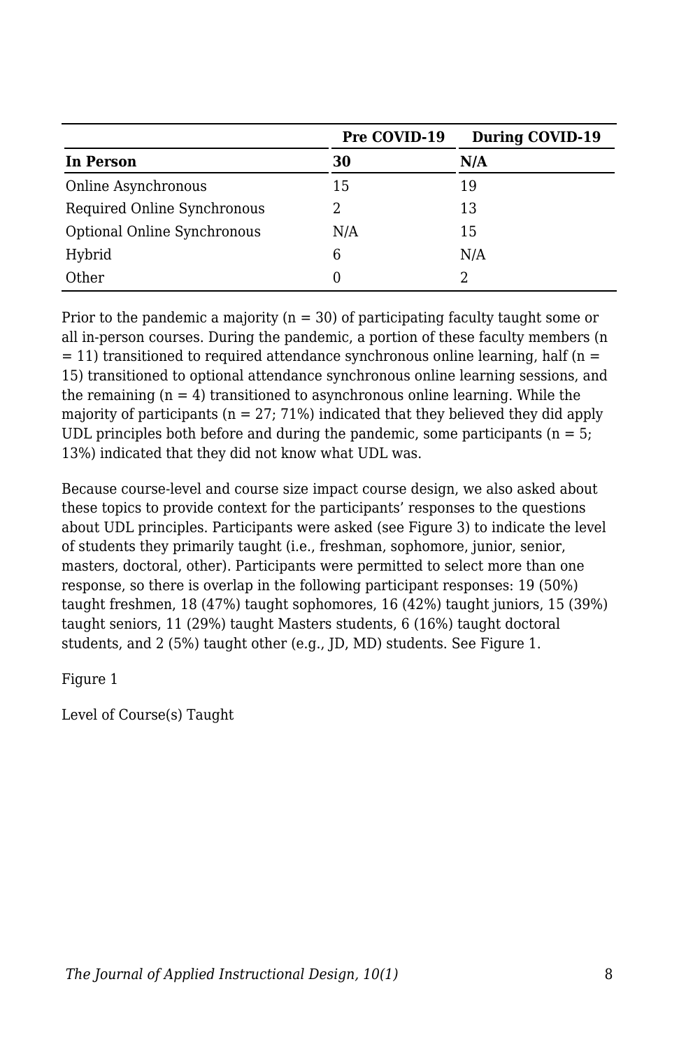| | **Pre COVID-19** | **During COVID-19** |
|---|---|---|
| **In Person** | **30** | **N/A** |
| Online Asynchronous | 15 | 19 |
| Required Online Synchronous | 2 | 13 |
| Optional Online Synchronous | N/A | 15 |
| Hybrid | 6 | N/A |
| Other | 0 | 2 |

Prior to the pandemic a majority (n = 30) of participating faculty taught some or all in-person courses. During the pandemic, a portion of these faculty members (n = 11) transitioned to required attendance synchronous online learning, half (n = 15) transitioned to optional attendance synchronous online learning sessions, and the remaining (n = 4) transitioned to asynchronous online learning. While the majority of participants (n = 27; 71%) indicated that they believed they did apply UDL principles both before and during the pandemic, some participants (n = 5; 13%) indicated that they did not know what UDL was.

Because course-level and course size impact course design, we also asked about these topics to provide context for the participants' responses to the questions about UDL principles. Participants were asked (see Figure 3) to indicate the level of students they primarily taught (i.e., freshman, sophomore, junior, senior, masters, doctoral, other). Participants were permitted to select more than one response, so there is overlap in the following participant responses: 19 (50%) taught freshmen, 18 (47%) taught sophomores, 16 (42%) taught juniors, 15 (39%) taught seniors, 11 (29%) taught Masters students, 6 (16%) taught doctoral students, and 2 (5%) taught other (e.g., JD, MD) students. See Figure 1.

Figure 1

Level of Course(s) Taught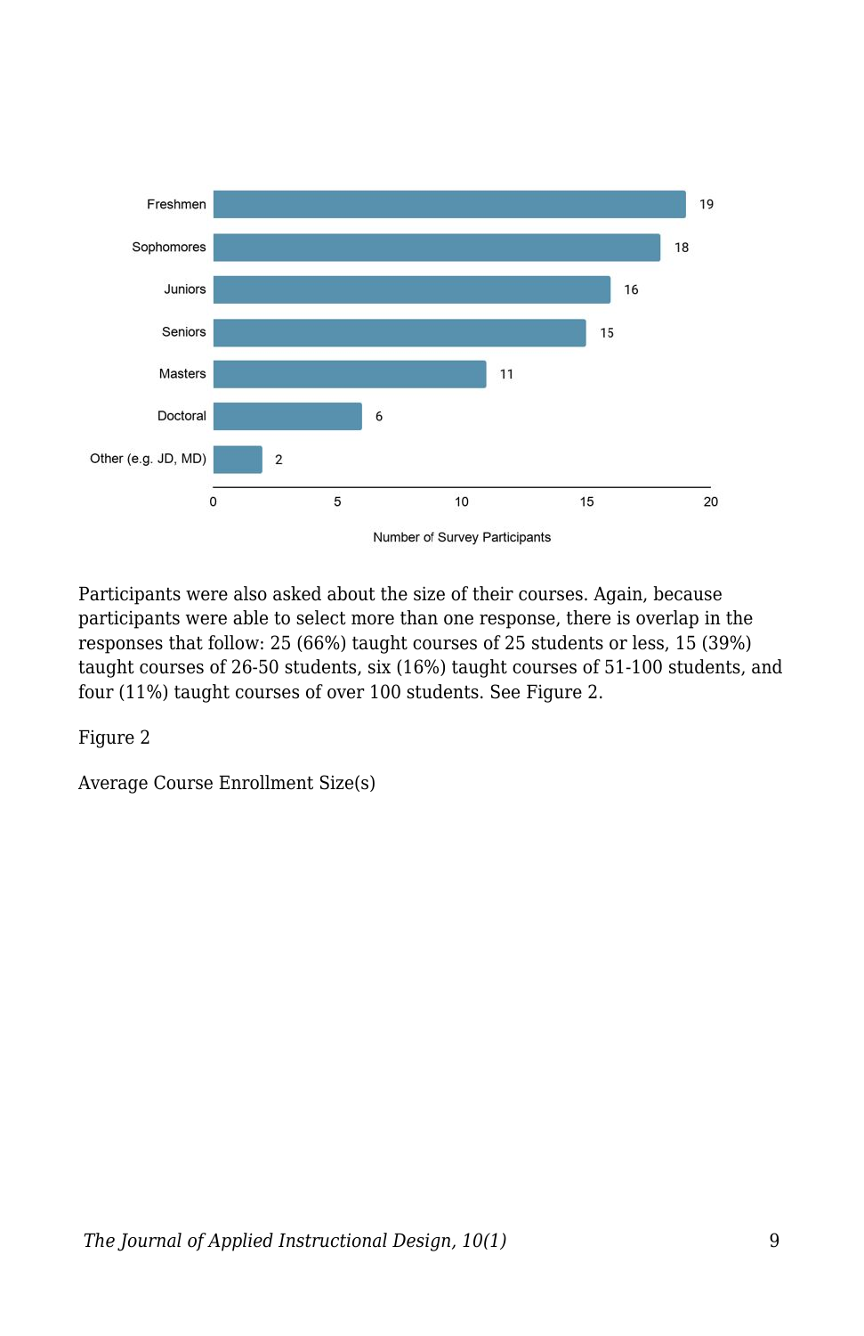| Category | Number of Survey Participants |
|---|---|
| Freshmen | 19 |
| Sophomores | 18 |
| Juniors | 16 |
| Seniors | 15 |
| Masters | 11 |
| Doctoral | 6 |
| Other (e.g. JD, MD) | 2 |

Participants were also asked about the size of their courses. Again, because participants were able to select more than one response, there is overlap in the responses that follow: 25 (66%) taught courses of 25 students or less, 15 (39%) taught courses of 26-50 students, six (16%) taught courses of 51-100 students, and four (11%) taught courses of over 100 students. See Figure 2.

Figure 2

Average Course Enrollment Size(s)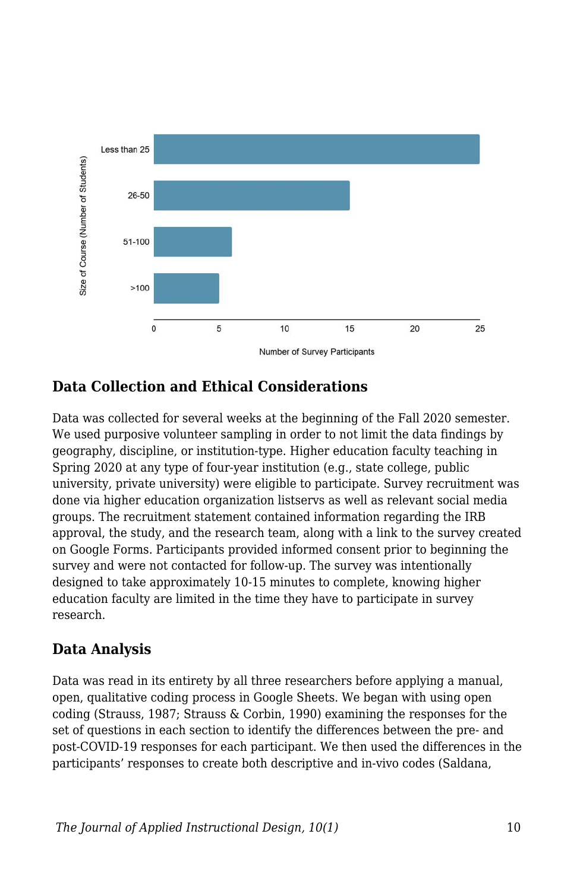## Data Collection and Ethical Considerations

Data was collected for several weeks at the beginning of the Fall 2020 semester. We used purposive volunteer sampling in order to not limit the data findings by geography, discipline, or institution-type. Higher education faculty teaching in Spring 2020 at any type of four-year institution (e.g., state college, public university, private university) were eligible to participate. Survey recruitment was done via higher education organization listservs as well as relevant social media groups. The recruitment statement contained information regarding the IRB approval, the study, and the research team, along with a link to the survey created on Google Forms. Participants provided informed consent prior to beginning the survey and were not contacted for follow-up. The survey was intentionally designed to take approximately 10-15 minutes to complete, knowing higher education faculty are limited in the time they have to participate in survey research.

## Data Analysis

Data was read in its entirety by all three researchers before applying a manual, open, qualitative coding process in Google Sheets. We began with using open coding (Strauss, 1987; Strauss & Corbin, 1990) examining the responses for the set of questions in each section to identify the differences between the pre- and post-COVID-19 responses for each participant. We then used the differences in the participants' responses to create both descriptive and in-vivo codes (Saldana,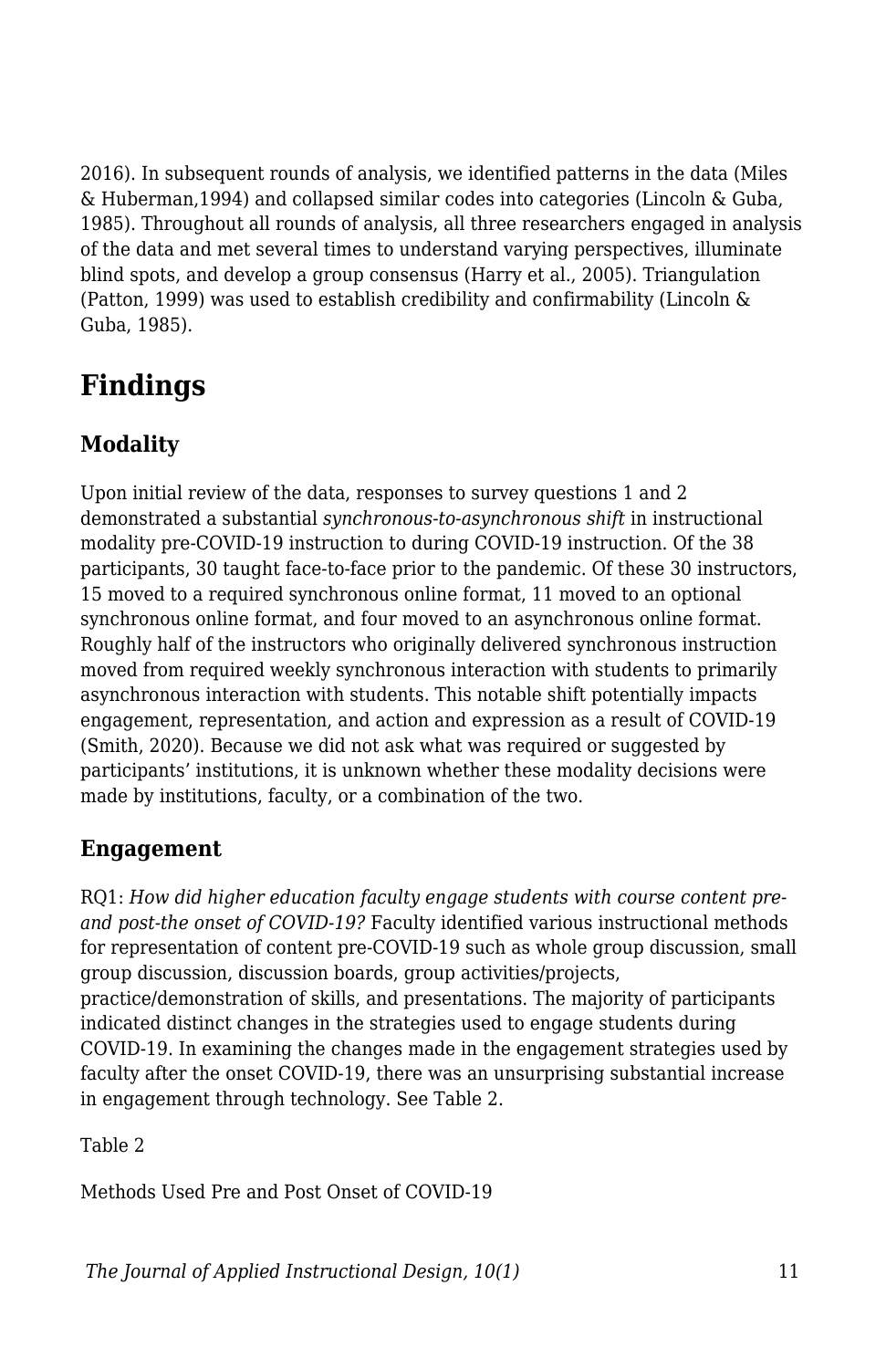2016). In subsequent rounds of analysis, we identified patterns in the data (Miles & Huberman,1994) and collapsed similar codes into categories (Lincoln & Guba, 1985). Throughout all rounds of analysis, all three researchers engaged in analysis of the data and met several times to understand varying perspectives, illuminate blind spots, and develop a group consensus (Harry et al., 2005). Triangulation (Patton, 1999) was used to establish credibility and confirmability (Lincoln & Guba, 1985).

# Findings

## Modality

Upon initial review of the data, responses to survey questions 1 and 2 demonstrated a substantial *synchronous-to-asynchronous shift* in instructional modality pre-COVID-19 instruction to during COVID-19 instruction. Of the 38 participants, 30 taught face-to-face prior to the pandemic. Of these 30 instructors, 15 moved to a required synchronous online format, 11 moved to an optional synchronous online format, and four moved to an asynchronous online format. Roughly half of the instructors who originally delivered synchronous instruction moved from required weekly synchronous interaction with students to primarily asynchronous interaction with students. This notable shift potentially impacts engagement, representation, and action and expression as a result of COVID-19 (Smith, 2020). Because we did not ask what was required or suggested by participants' institutions, it is unknown whether these modality decisions were made by institutions, faculty, or a combination of the two.

## Engagement

RQ1: *How did higher education faculty engage students with course content pre- and post-the onset of COVID-19?* Faculty identified various instructional methods for representation of content pre-COVID-19 such as whole group discussion, small group discussion, discussion boards, group activities/projects, practice/demonstration of skills, and presentations. The majority of participants indicated distinct changes in the strategies used to engage students during COVID-19. In examining the changes made in the engagement strategies used by faculty after the onset COVID-19, there was an unsurprising substantial increase in engagement through technology. See Table 2.

Table 2

Methods Used Pre and Post Onset of COVID-19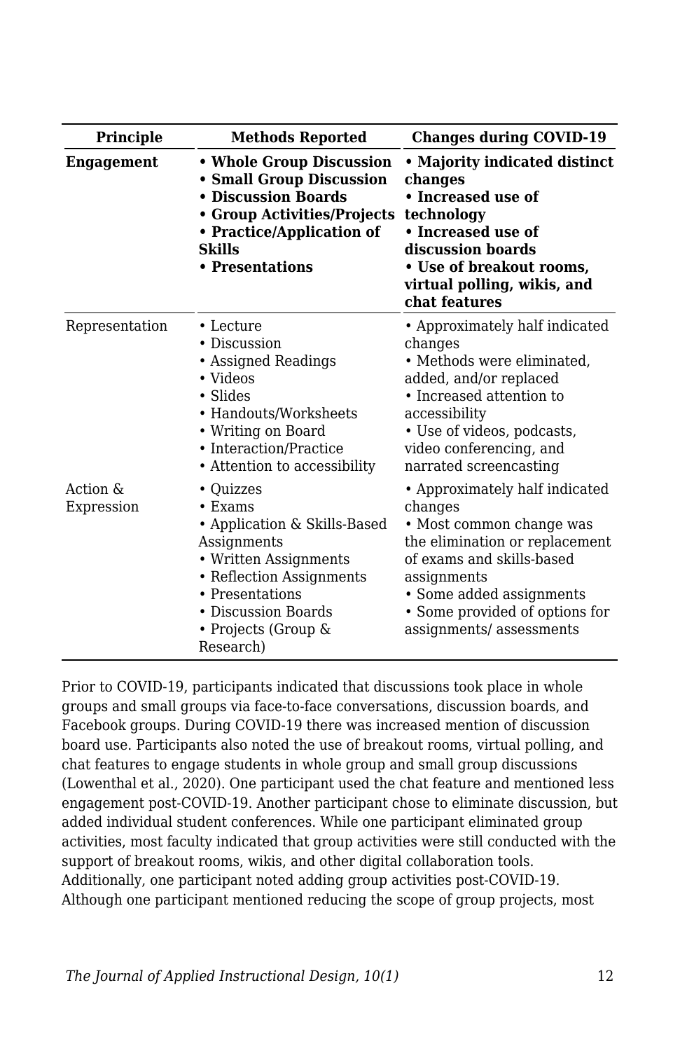| Principle | Methods Reported | Changes during COVID-19 |
|---|---|---|
| **Engagement** | **• Whole Group Discussion • Small Group Discussion • Discussion Boards • Group Activities/Projects • Practice/Application of Skills • Presentations** | **• Majority indicated distinct changes • Increased use of technology • Increased use of discussion boards • Use of breakout rooms, virtual polling, wikis, and chat features** |
| Representation | • Lecture • Discussion • Assigned Readings • Videos • Slides • Handouts/Worksheets • Writing on Board • Interaction/Practice • Attention to accessibility | • Approximately half indicated changes • Methods were eliminated, added, and/or replaced • Increased attention to accessibility • Use of videos, podcasts, video conferencing, and narrated screencasting |
| Action & Expression | • Quizzes • Exams • Application & Skills-Based Assignments • Written Assignments • Reflection Assignments • Presentations • Discussion Boards • Projects (Group & Research) | • Approximately half indicated changes • Most common change was the elimination or replacement of exams and skills-based assignments • Some added assignments • Some provided of options for assignments/ assessments |

Prior to COVID-19, participants indicated that discussions took place in whole groups and small groups via face-to-face conversations, discussion boards, and Facebook groups. During COVID-19 there was increased mention of discussion board use. Participants also noted the use of breakout rooms, virtual polling, and chat features to engage students in whole group and small group discussions (Lowenthal et al., 2020). One participant used the chat feature and mentioned less engagement post-COVID-19. Another participant chose to eliminate discussion, but added individual student conferences. While one participant eliminated group activities, most faculty indicated that group activities were still conducted with the support of breakout rooms, wikis, and other digital collaboration tools. Additionally, one participant noted adding group activities post-COVID-19. Although one participant mentioned reducing the scope of group projects, most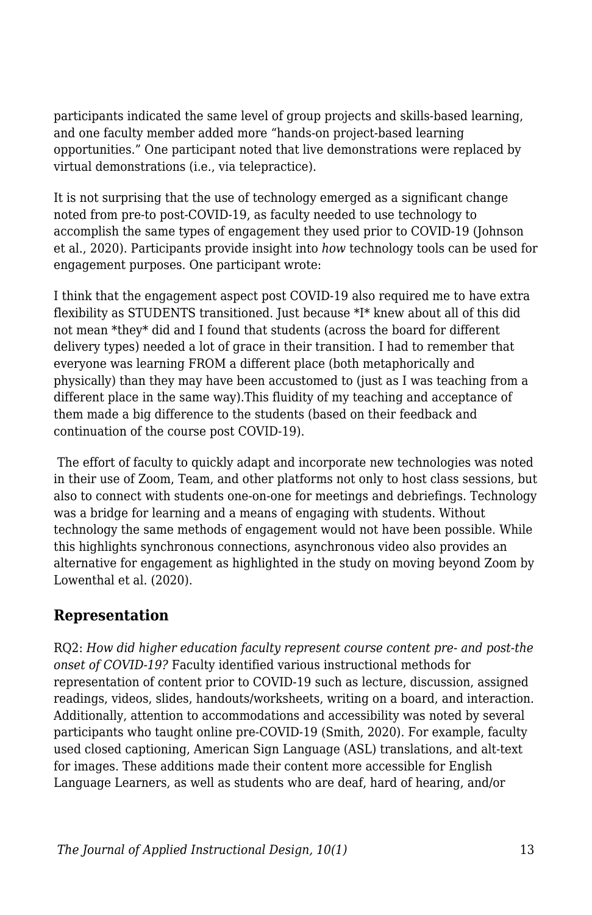participants indicated the same level of group projects and skills-based learning, and one faculty member added more "hands-on project-based learning opportunities." One participant noted that live demonstrations were replaced by virtual demonstrations (i.e., via telepractice).

It is not surprising that the use of technology emerged as a significant change noted from pre-to post-COVID-19, as faculty needed to use technology to accomplish the same types of engagement they used prior to COVID-19 (Johnson et al., 2020). Participants provide insight into *how* technology tools can be used for engagement purposes. One participant wrote:

I think that the engagement aspect post COVID-19 also required me to have extra flexibility as STUDENTS transitioned. Just because *I* knew about all of this did not mean *they* did and I found that students (across the board for different delivery types) needed a lot of grace in their transition. I had to remember that everyone was learning FROM a different place (both metaphorically and physically) than they may have been accustomed to (just as I was teaching from a different place in the same way).This fluidity of my teaching and acceptance of them made a big difference to the students (based on their feedback and continuation of the course post COVID-19).

The effort of faculty to quickly adapt and incorporate new technologies was noted in their use of Zoom, Team, and other platforms not only to host class sessions, but also to connect with students one-on-one for meetings and debriefings. Technology was a bridge for learning and a means of engaging with students. Without technology the same methods of engagement would not have been possible. While this highlights synchronous connections, asynchronous video also provides an alternative for engagement as highlighted in the study on moving beyond Zoom by Lowenthal et al. (2020).

## Representation

RQ2: *How did higher education faculty represent course content pre- and post-the onset of COVID-19?* Faculty identified various instructional methods for representation of content prior to COVID-19 such as lecture, discussion, assigned readings, videos, slides, handouts/worksheets, writing on a board, and interaction. Additionally, attention to accommodations and accessibility was noted by several participants who taught online pre-COVID-19 (Smith, 2020). For example, faculty used closed captioning, American Sign Language (ASL) translations, and alt-text for images. These additions made their content more accessible for English Language Learners, as well as students who are deaf, hard of hearing, and/or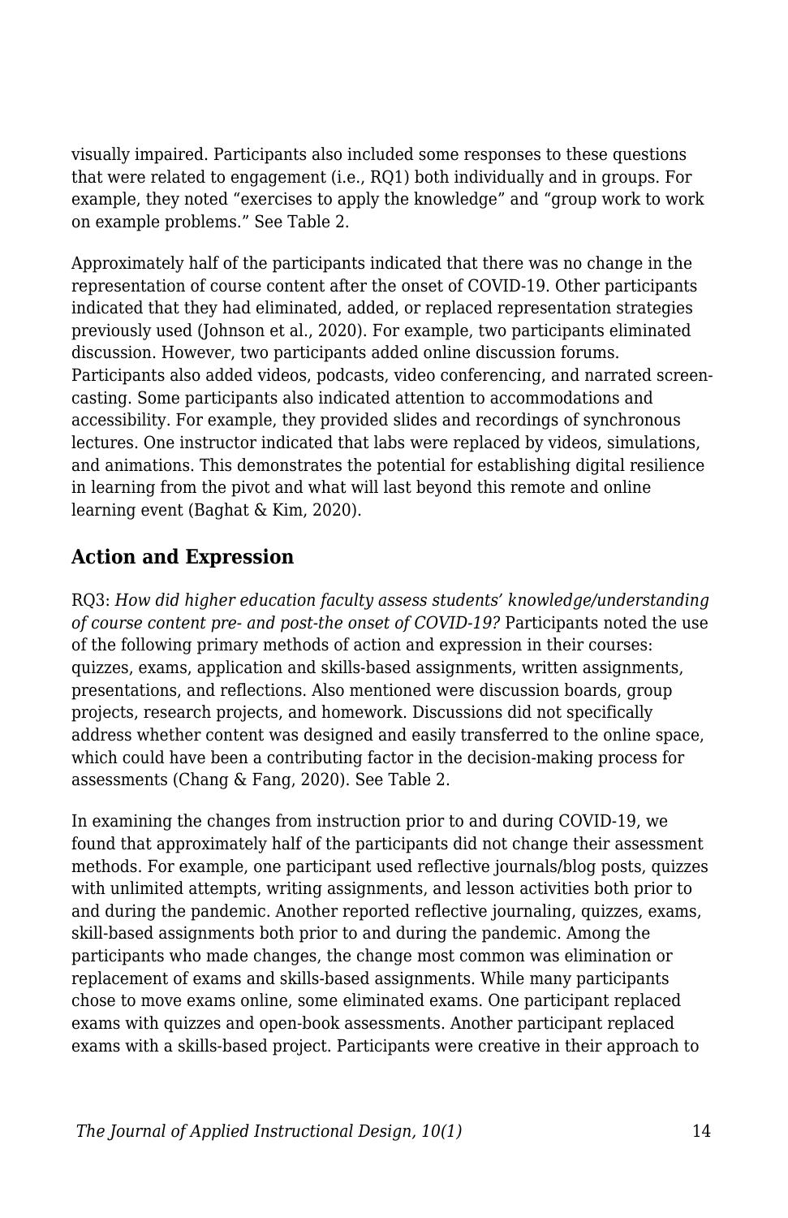visually impaired. Participants also included some responses to these questions that were related to engagement (i.e., RQ1) both individually and in groups. For example, they noted "exercises to apply the knowledge" and "group work to work on example problems." See Table 2.

Approximately half of the participants indicated that there was no change in the representation of course content after the onset of COVID-19. Other participants indicated that they had eliminated, added, or replaced representation strategies previously used (Johnson et al., 2020). For example, two participants eliminated discussion. However, two participants added online discussion forums. Participants also added videos, podcasts, video conferencing, and narrated screen-casting. Some participants also indicated attention to accommodations and accessibility. For example, they provided slides and recordings of synchronous lectures. One instructor indicated that labs were replaced by videos, simulations, and animations. This demonstrates the potential for establishing digital resilience in learning from the pivot and what will last beyond this remote and online learning event (Baghat & Kim, 2020).

## Action and Expression

RQ3: *How did higher education faculty assess students' knowledge/understanding of course content pre- and post-the onset of COVID-19?* Participants noted the use of the following primary methods of action and expression in their courses: quizzes, exams, application and skills-based assignments, written assignments, presentations, and reflections. Also mentioned were discussion boards, group projects, research projects, and homework. Discussions did not specifically address whether content was designed and easily transferred to the online space, which could have been a contributing factor in the decision-making process for assessments (Chang & Fang, 2020). See Table 2.

In examining the changes from instruction prior to and during COVID-19, we found that approximately half of the participants did not change their assessment methods. For example, one participant used reflective journals/blog posts, quizzes with unlimited attempts, writing assignments, and lesson activities both prior to and during the pandemic. Another reported reflective journaling, quizzes, exams, skill-based assignments both prior to and during the pandemic. Among the participants who made changes, the change most common was elimination or replacement of exams and skills-based assignments. While many participants chose to move exams online, some eliminated exams. One participant replaced exams with quizzes and open-book assessments. Another participant replaced exams with a skills-based project. Participants were creative in their approach to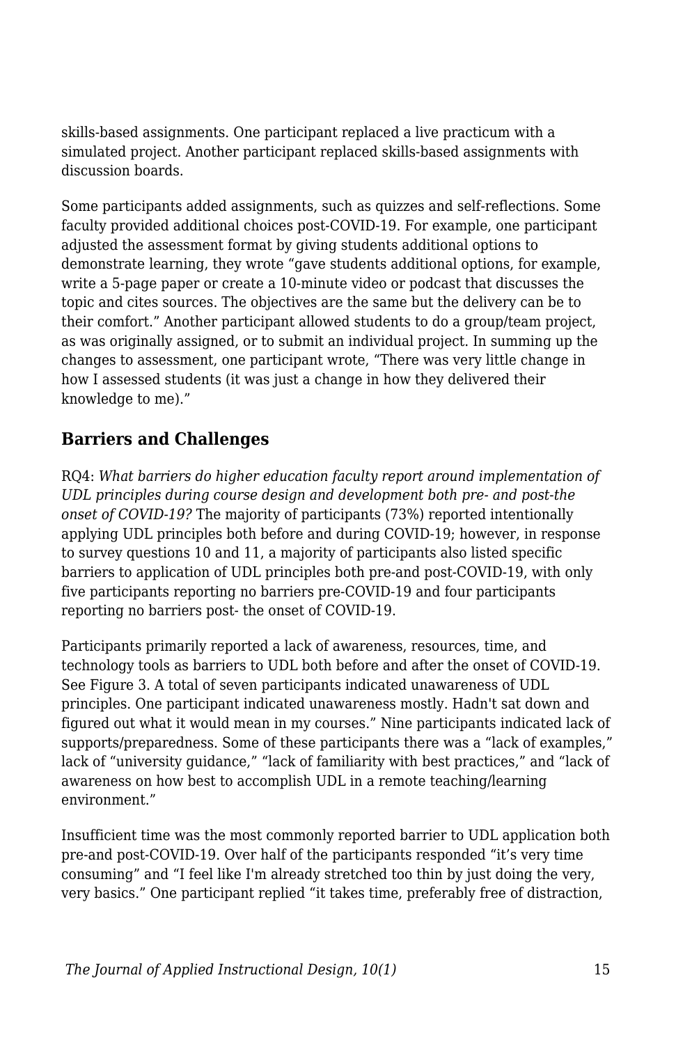skills-based assignments. One participant replaced a live practicum with a simulated project. Another participant replaced skills-based assignments with discussion boards.

Some participants added assignments, such as quizzes and self-reflections. Some faculty provided additional choices post-COVID-19. For example, one participant adjusted the assessment format by giving students additional options to demonstrate learning, they wrote "gave students additional options, for example, write a 5-page paper or create a 10-minute video or podcast that discusses the topic and cites sources. The objectives are the same but the delivery can be to their comfort." Another participant allowed students to do a group/team project, as was originally assigned, or to submit an individual project. In summing up the changes to assessment, one participant wrote, "There was very little change in how I assessed students (it was just a change in how they delivered their knowledge to me)."

## Barriers and Challenges

RQ4: *What barriers do higher education faculty report around implementation of UDL principles during course design and development both pre- and post-the onset of COVID-19?* The majority of participants (73%) reported intentionally applying UDL principles both before and during COVID-19; however, in response to survey questions 10 and 11, a majority of participants also listed specific barriers to application of UDL principles both pre-and post-COVID-19, with only five participants reporting no barriers pre-COVID-19 and four participants reporting no barriers post- the onset of COVID-19.

Participants primarily reported a lack of awareness, resources, time, and technology tools as barriers to UDL both before and after the onset of COVID-19. See Figure 3. A total of seven participants indicated unawareness of UDL principles. One participant indicated unawareness mostly. Hadn't sat down and figured out what it would mean in my courses." Nine participants indicated lack of supports/preparedness. Some of these participants there was a "lack of examples," lack of "university guidance," "lack of familiarity with best practices," and "lack of awareness on how best to accomplish UDL in a remote teaching/learning environment."

Insufficient time was the most commonly reported barrier to UDL application both pre-and post-COVID-19. Over half of the participants responded "it's very time consuming" and "I feel like I'm already stretched too thin by just doing the very, very basics." One participant replied "it takes time, preferably free of distraction,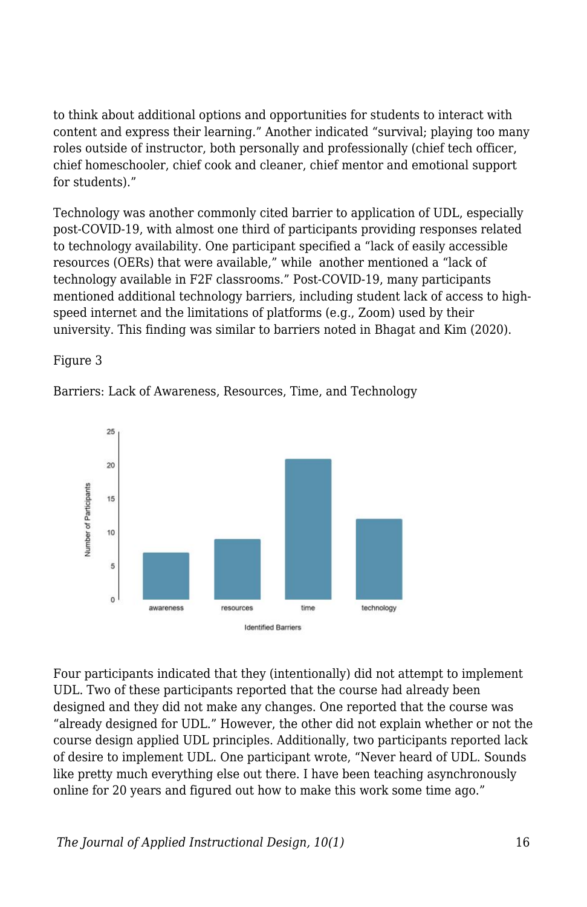to think about additional options and opportunities for students to interact with content and express their learning." Another indicated "survival; playing too many roles outside of instructor, both personally and professionally (chief tech officer, chief homeschooler, chief cook and cleaner, chief mentor and emotional support for students)."

Technology was another commonly cited barrier to application of UDL, especially post-COVID-19, with almost one third of participants providing responses related to technology availability. One participant specified a "lack of easily accessible resources (OERs) that were available," while another mentioned a "lack of technology available in F2F classrooms." Post-COVID-19, many participants mentioned additional technology barriers, including student lack of access to high-speed internet and the limitations of platforms (e.g., Zoom) used by their university. This finding was similar to barriers noted in Bhagat and Kim (2020).

Figure 3

Barriers: Lack of Awareness, Resources, Time, and Technology

Four participants indicated that they (intentionally) did not attempt to implement UDL. Two of these participants reported that the course had already been designed and they did not make any changes. One reported that the course was "already designed for UDL." However, the other did not explain whether or not the course design applied UDL principles. Additionally, two participants reported lack of desire to implement UDL. One participant wrote, "Never heard of UDL. Sounds like pretty much everything else out there. I have been teaching asynchronously online for 20 years and figured out how to make this work some time ago."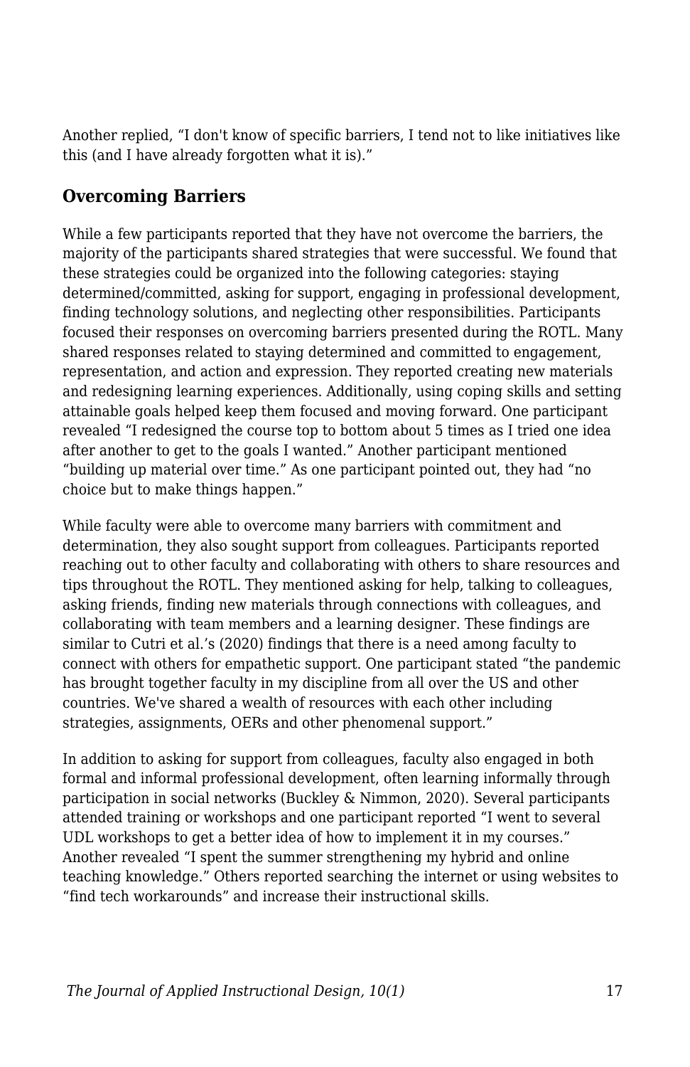Another replied, “I don't know of specific barriers, I tend not to like initiatives like this (and I have already forgotten what it is).”

## Overcoming Barriers

While a few participants reported that they have not overcome the barriers, the majority of the participants shared strategies that were successful. We found that these strategies could be organized into the following categories: staying determined/committed, asking for support, engaging in professional development, finding technology solutions, and neglecting other responsibilities. Participants focused their responses on overcoming barriers presented during the ROTL. Many shared responses related to staying determined and committed to engagement, representation, and action and expression. They reported creating new materials and redesigning learning experiences. Additionally, using coping skills and setting attainable goals helped keep them focused and moving forward. One participant revealed “I redesigned the course top to bottom about 5 times as I tried one idea after another to get to the goals I wanted.” Another participant mentioned “building up material over time.” As one participant pointed out, they had “no choice but to make things happen.”

While faculty were able to overcome many barriers with commitment and determination, they also sought support from colleagues. Participants reported reaching out to other faculty and collaborating with others to share resources and tips throughout the ROTL. They mentioned asking for help, talking to colleagues, asking friends, finding new materials through connections with colleagues, and collaborating with team members and a learning designer. These findings are similar to Cutri et al.’s (2020) findings that there is a need among faculty to connect with others for empathetic support. One participant stated “the pandemic has brought together faculty in my discipline from all over the US and other countries. We've shared a wealth of resources with each other including strategies, assignments, OERs and other phenomenal support.”

In addition to asking for support from colleagues, faculty also engaged in both formal and informal professional development, often learning informally through participation in social networks (Buckley & Nimmon, 2020). Several participants attended training or workshops and one participant reported “I went to several UDL workshops to get a better idea of how to implement it in my courses.” Another revealed “I spent the summer strengthening my hybrid and online teaching knowledge.” Others reported searching the internet or using websites to “find tech workarounds” and increase their instructional skills.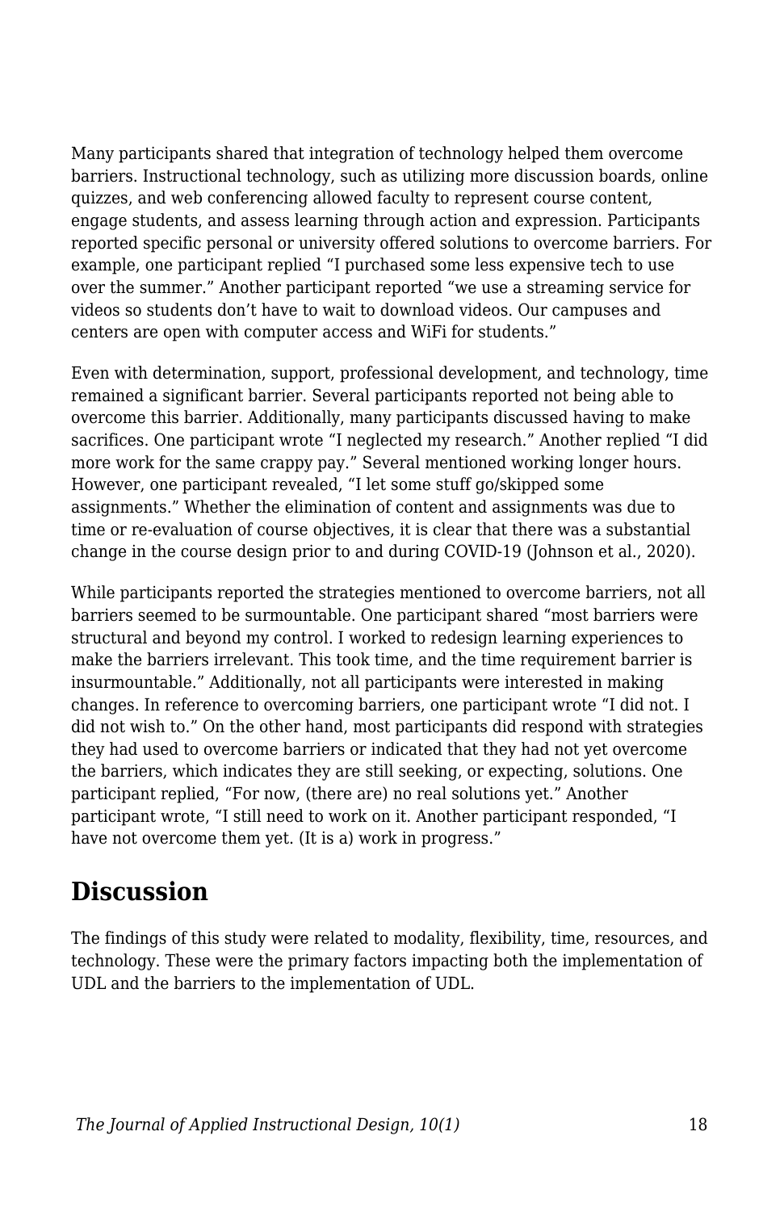Many participants shared that integration of technology helped them overcome barriers. Instructional technology, such as utilizing more discussion boards, online quizzes, and web conferencing allowed faculty to represent course content, engage students, and assess learning through action and expression. Participants reported specific personal or university offered solutions to overcome barriers. For example, one participant replied "I purchased some less expensive tech to use over the summer." Another participant reported "we use a streaming service for videos so students don't have to wait to download videos. Our campuses and centers are open with computer access and WiFi for students."

Even with determination, support, professional development, and technology, time remained a significant barrier. Several participants reported not being able to overcome this barrier. Additionally, many participants discussed having to make sacrifices. One participant wrote "I neglected my research." Another replied "I did more work for the same crappy pay." Several mentioned working longer hours. However, one participant revealed, "I let some stuff go/skipped some assignments." Whether the elimination of content and assignments was due to time or re-evaluation of course objectives, it is clear that there was a substantial change in the course design prior to and during COVID-19 (Johnson et al., 2020).

While participants reported the strategies mentioned to overcome barriers, not all barriers seemed to be surmountable. One participant shared "most barriers were structural and beyond my control. I worked to redesign learning experiences to make the barriers irrelevant. This took time, and the time requirement barrier is insurmountable." Additionally, not all participants were interested in making changes. In reference to overcoming barriers, one participant wrote "I did not. I did not wish to." On the other hand, most participants did respond with strategies they had used to overcome barriers or indicated that they had not yet overcome the barriers, which indicates they are still seeking, or expecting, solutions. One participant replied, "For now, (there are) no real solutions yet." Another participant wrote, "I still need to work on it. Another participant responded, "I have not overcome them yet. (It is a) work in progress."

## Discussion

The findings of this study were related to modality, flexibility, time, resources, and technology. These were the primary factors impacting both the implementation of UDL and the barriers to the implementation of UDL.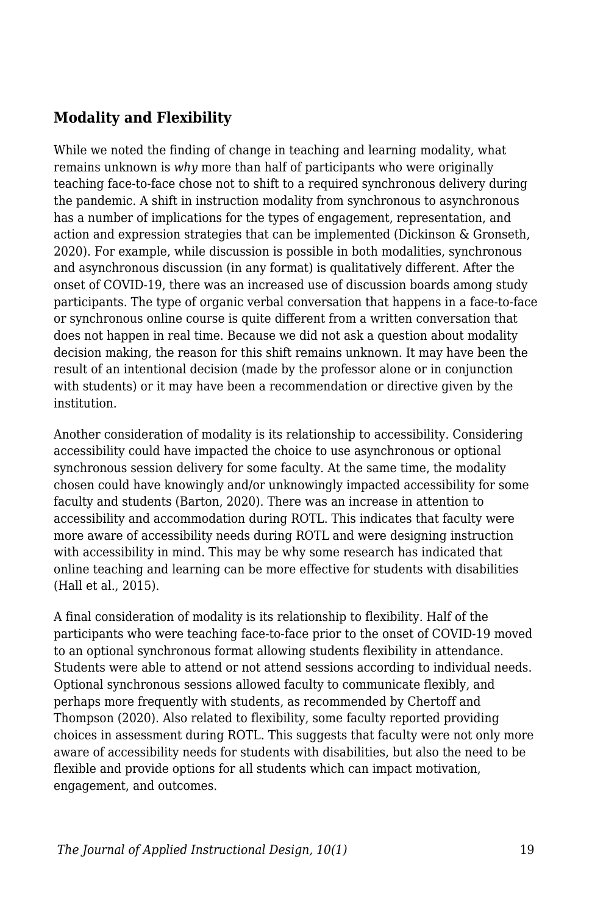### Modality and Flexibility

While we noted the finding of change in teaching and learning modality, what remains unknown is *why* more than half of participants who were originally teaching face-to-face chose not to shift to a required synchronous delivery during the pandemic. A shift in instruction modality from synchronous to asynchronous has a number of implications for the types of engagement, representation, and action and expression strategies that can be implemented (Dickinson & Gronseth, 2020). For example, while discussion is possible in both modalities, synchronous and asynchronous discussion (in any format) is qualitatively different. After the onset of COVID-19, there was an increased use of discussion boards among study participants. The type of organic verbal conversation that happens in a face-to-face or synchronous online course is quite different from a written conversation that does not happen in real time. Because we did not ask a question about modality decision making, the reason for this shift remains unknown. It may have been the result of an intentional decision (made by the professor alone or in conjunction with students) or it may have been a recommendation or directive given by the institution.

Another consideration of modality is its relationship to accessibility. Considering accessibility could have impacted the choice to use asynchronous or optional synchronous session delivery for some faculty. At the same time, the modality chosen could have knowingly and/or unknowingly impacted accessibility for some faculty and students (Barton, 2020). There was an increase in attention to accessibility and accommodation during ROTL. This indicates that faculty were more aware of accessibility needs during ROTL and were designing instruction with accessibility in mind. This may be why some research has indicated that online teaching and learning can be more effective for students with disabilities (Hall et al., 2015).

A final consideration of modality is its relationship to flexibility. Half of the participants who were teaching face-to-face prior to the onset of COVID-19 moved to an optional synchronous format allowing students flexibility in attendance. Students were able to attend or not attend sessions according to individual needs. Optional synchronous sessions allowed faculty to communicate flexibly, and perhaps more frequently with students, as recommended by Chertoff and Thompson (2020). Also related to flexibility, some faculty reported providing choices in assessment during ROTL. This suggests that faculty were not only more aware of accessibility needs for students with disabilities, but also the need to be flexible and provide options for all students which can impact motivation, engagement, and outcomes.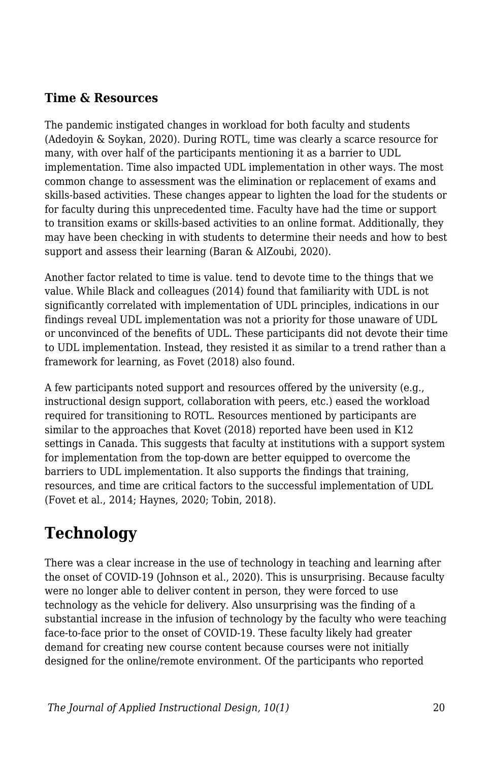### Time & Resources

The pandemic instigated changes in workload for both faculty and students (Adedoyin & Soykan, 2020). During ROTL, time was clearly a scarce resource for many, with over half of the participants mentioning it as a barrier to UDL implementation. Time also impacted UDL implementation in other ways. The most common change to assessment was the elimination or replacement of exams and skills-based activities. These changes appear to lighten the load for the students or for faculty during this unprecedented time. Faculty have had the time or support to transition exams or skills-based activities to an online format. Additionally, they may have been checking in with students to determine their needs and how to best support and assess their learning (Baran & AlZoubi, 2020).

Another factor related to time is value. tend to devote time to the things that we value. While Black and colleagues (2014) found that familiarity with UDL is not significantly correlated with implementation of UDL principles, indications in our findings reveal UDL implementation was not a priority for those unaware of UDL or unconvinced of the benefits of UDL. These participants did not devote their time to UDL implementation. Instead, they resisted it as similar to a trend rather than a framework for learning, as Fovet (2018) also found.

A few participants noted support and resources offered by the university (e.g., instructional design support, collaboration with peers, etc.) eased the workload required for transitioning to ROTL. Resources mentioned by participants are similar to the approaches that Kovet (2018) reported have been used in K12 settings in Canada. This suggests that faculty at institutions with a support system for implementation from the top-down are better equipped to overcome the barriers to UDL implementation. It also supports the findings that training, resources, and time are critical factors to the successful implementation of UDL (Fovet et al., 2014; Haynes, 2020; Tobin, 2018).

## Technology

There was a clear increase in the use of technology in teaching and learning after the onset of COVID-19 (Johnson et al., 2020). This is unsurprising. Because faculty were no longer able to deliver content in person, they were forced to use technology as the vehicle for delivery. Also unsurprising was the finding of a substantial increase in the infusion of technology by the faculty who were teaching face-to-face prior to the onset of COVID-19. These faculty likely had greater demand for creating new course content because courses were not initially designed for the online/remote environment. Of the participants who reported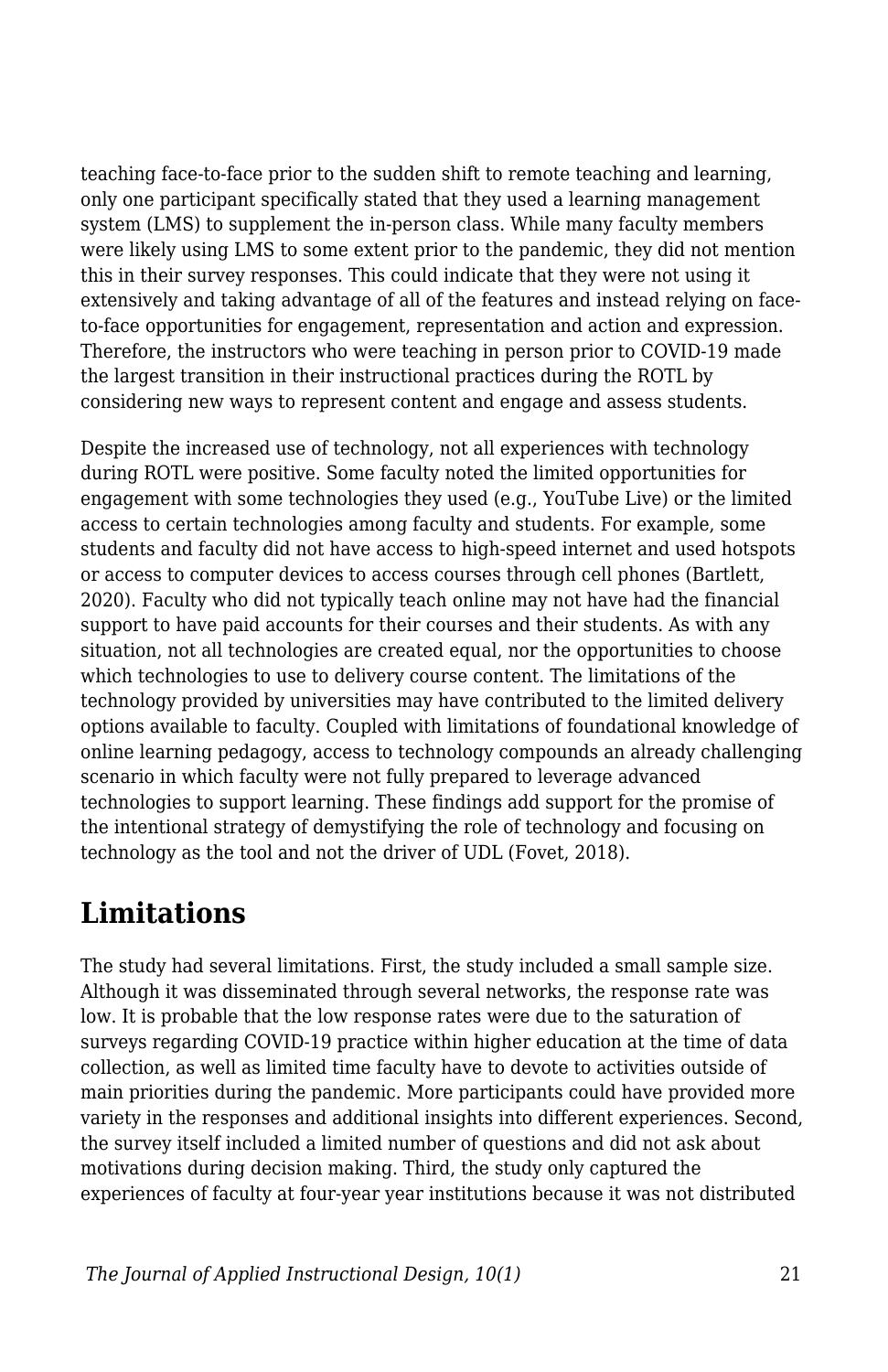teaching face-to-face prior to the sudden shift to remote teaching and learning, only one participant specifically stated that they used a learning management system (LMS) to supplement the in-person class. While many faculty members were likely using LMS to some extent prior to the pandemic, they did not mention this in their survey responses. This could indicate that they were not using it extensively and taking advantage of all of the features and instead relying on face-to-face opportunities for engagement, representation and action and expression. Therefore, the instructors who were teaching in person prior to COVID-19 made the largest transition in their instructional practices during the ROTL by considering new ways to represent content and engage and assess students.

Despite the increased use of technology, not all experiences with technology during ROTL were positive. Some faculty noted the limited opportunities for engagement with some technologies they used (e.g., YouTube Live) or the limited access to certain technologies among faculty and students. For example, some students and faculty did not have access to high-speed internet and used hotspots or access to computer devices to access courses through cell phones (Bartlett, 2020). Faculty who did not typically teach online may not have had the financial support to have paid accounts for their courses and their students. As with any situation, not all technologies are created equal, nor the opportunities to choose which technologies to use to delivery course content. The limitations of the technology provided by universities may have contributed to the limited delivery options available to faculty. Coupled with limitations of foundational knowledge of online learning pedagogy, access to technology compounds an already challenging scenario in which faculty were not fully prepared to leverage advanced technologies to support learning. These findings add support for the promise of the intentional strategy of demystifying the role of technology and focusing on technology as the tool and not the driver of UDL (Fovet, 2018).

## Limitations

The study had several limitations. First, the study included a small sample size. Although it was disseminated through several networks, the response rate was low. It is probable that the low response rates were due to the saturation of surveys regarding COVID-19 practice within higher education at the time of data collection, as well as limited time faculty have to devote to activities outside of main priorities during the pandemic. More participants could have provided more variety in the responses and additional insights into different experiences. Second, the survey itself included a limited number of questions and did not ask about motivations during decision making. Third, the study only captured the experiences of faculty at four-year year institutions because it was not distributed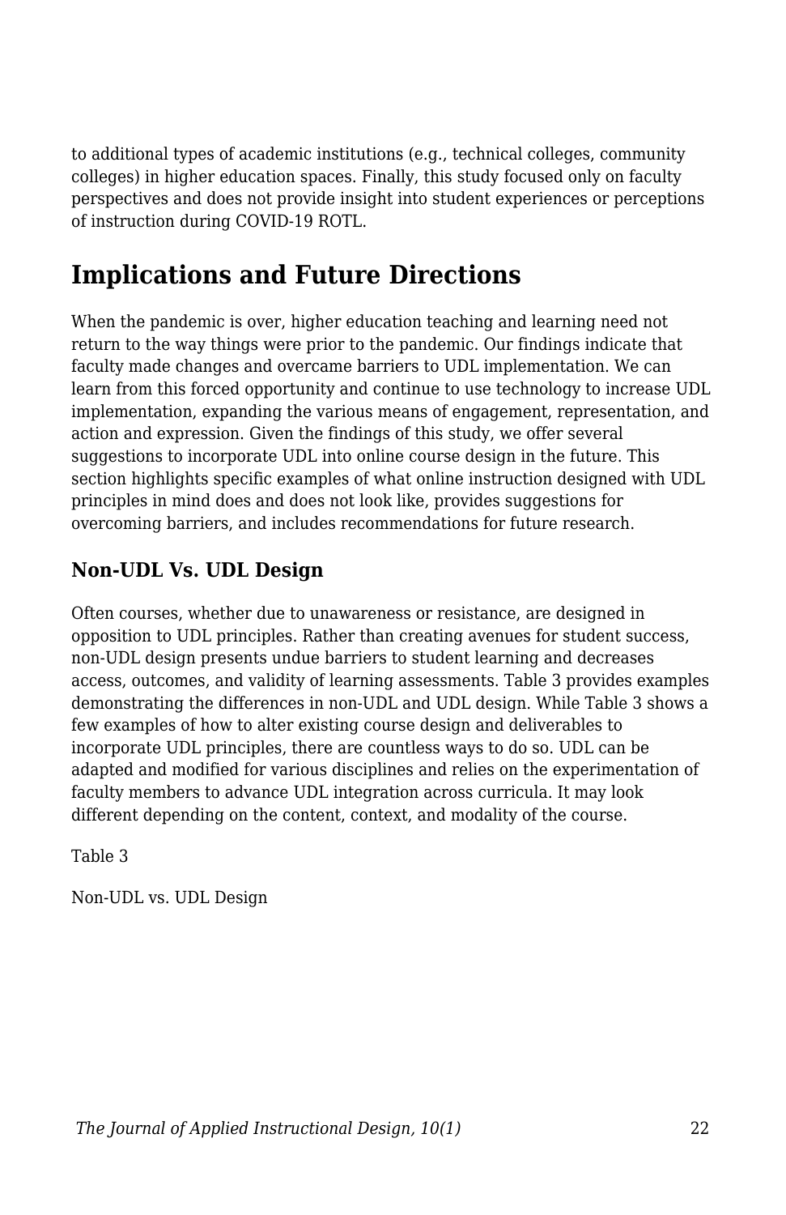to additional types of academic institutions (e.g., technical colleges, community colleges) in higher education spaces. Finally, this study focused only on faculty perspectives and does not provide insight into student experiences or perceptions of instruction during COVID-19 ROTL.

## Implications and Future Directions

When the pandemic is over, higher education teaching and learning need not return to the way things were prior to the pandemic. Our findings indicate that faculty made changes and overcame barriers to UDL implementation. We can learn from this forced opportunity and continue to use technology to increase UDL implementation, expanding the various means of engagement, representation, and action and expression. Given the findings of this study, we offer several suggestions to incorporate UDL into online course design in the future. This section highlights specific examples of what online instruction designed with UDL principles in mind does and does not look like, provides suggestions for overcoming barriers, and includes recommendations for future research.

### Non-UDL Vs. UDL Design

Often courses, whether due to unawareness or resistance, are designed in opposition to UDL principles. Rather than creating avenues for student success, non-UDL design presents undue barriers to student learning and decreases access, outcomes, and validity of learning assessments. Table 3 provides examples demonstrating the differences in non-UDL and UDL design. While Table 3 shows a few examples of how to alter existing course design and deliverables to incorporate UDL principles, there are countless ways to do so. UDL can be adapted and modified for various disciplines and relies on the experimentation of faculty members to advance UDL integration across curricula. It may look different depending on the content, context, and modality of the course.

Table 3

Non-UDL vs. UDL Design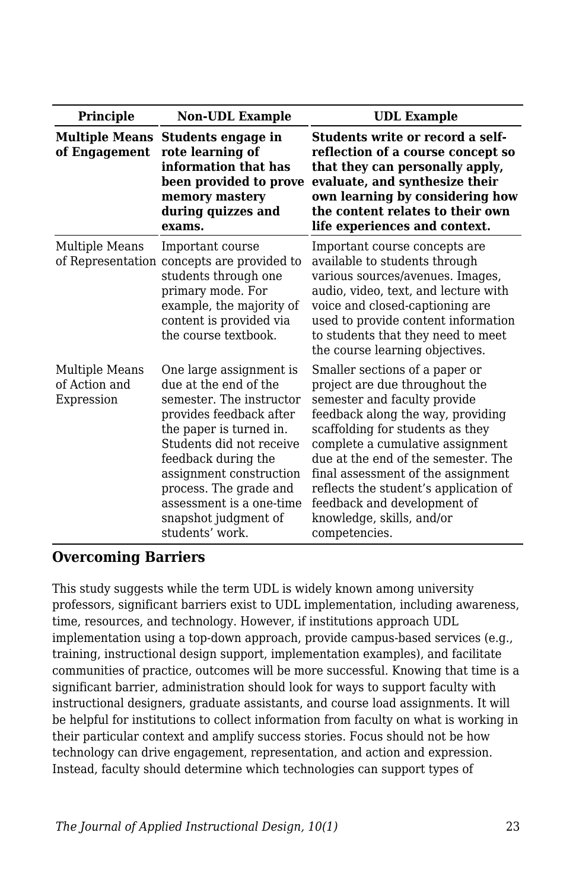| Principle | Non-UDL Example | UDL Example |
| --- | --- | --- |
| **Multiple Means of Engagement** | **Students engage in rote learning of information that has been provided to prove memory mastery during quizzes and exams.** | **Students write or record a self-reflection of a course concept so that they can personally apply, evaluate, and synthesize their own learning by considering how the content relates to their own life experiences and context.** |
| Multiple Means of Representation | Important course concepts are provided to students through one primary mode. For example, the majority of content is provided via the course textbook. | Important course concepts are available to students through various sources/avenues. Images, audio, video, text, and lecture with voice and closed-captioning are used to provide content information to students that they need to meet the course learning objectives. |
| Multiple Means of Action and Expression | One large assignment is due at the end of the semester. The instructor provides feedback after the paper is turned in. Students did not receive feedback during the assignment construction process. The grade and assessment is a one-time snapshot judgment of students' work. | Smaller sections of a paper or project are due throughout the semester and faculty provide feedback along the way, providing scaffolding for students as they complete a cumulative assignment due at the end of the semester. The final assessment of the assignment reflects the student's application of feedback and development of knowledge, skills, and/or competencies. |

## Overcoming Barriers

This study suggests while the term UDL is widely known among university professors, significant barriers exist to UDL implementation, including awareness, time, resources, and technology. However, if institutions approach UDL implementation using a top-down approach, provide campus-based services (e.g., training, instructional design support, implementation examples), and facilitate communities of practice, outcomes will be more successful. Knowing that time is a significant barrier, administration should look for ways to support faculty with instructional designers, graduate assistants, and course load assignments. It will be helpful for institutions to collect information from faculty on what is working in their particular context and amplify success stories. Focus should not be how technology can drive engagement, representation, and action and expression. Instead, faculty should determine which technologies can support types of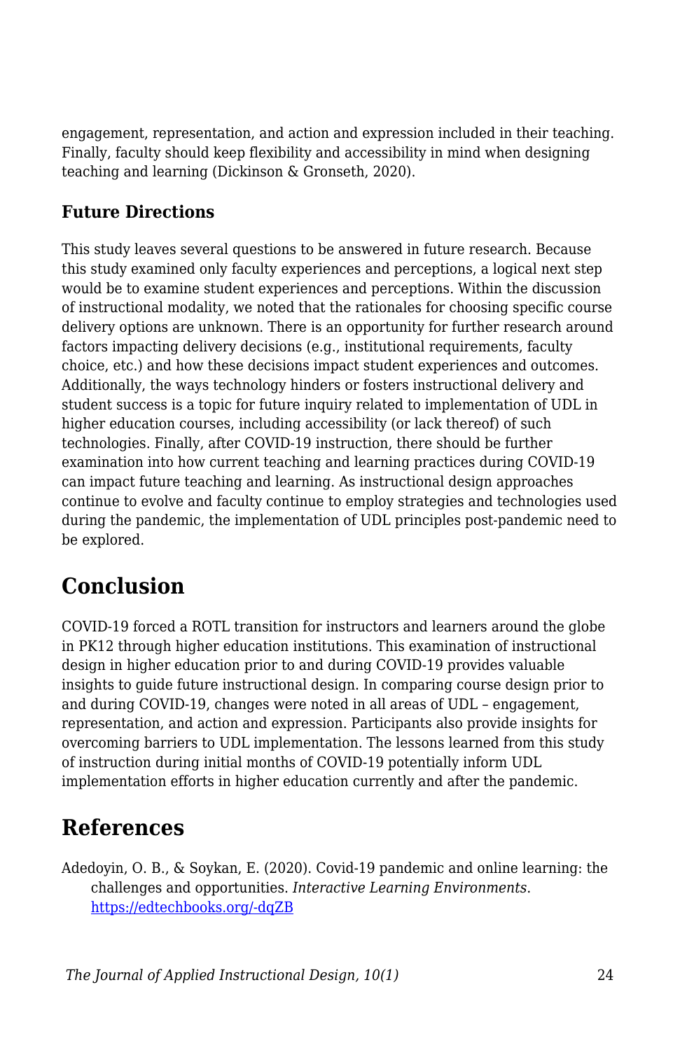engagement, representation, and action and expression included in their teaching. Finally, faculty should keep flexibility and accessibility in mind when designing teaching and learning (Dickinson & Gronseth, 2020).

### Future Directions

This study leaves several questions to be answered in future research. Because this study examined only faculty experiences and perceptions, a logical next step would be to examine student experiences and perceptions. Within the discussion of instructional modality, we noted that the rationales for choosing specific course delivery options are unknown. There is an opportunity for further research around factors impacting delivery decisions (e.g., institutional requirements, faculty choice, etc.) and how these decisions impact student experiences and outcomes. Additionally, the ways technology hinders or fosters instructional delivery and student success is a topic for future inquiry related to implementation of UDL in higher education courses, including accessibility (or lack thereof) of such technologies. Finally, after COVID-19 instruction, there should be further examination into how current teaching and learning practices during COVID-19 can impact future teaching and learning. As instructional design approaches continue to evolve and faculty continue to employ strategies and technologies used during the pandemic, the implementation of UDL principles post-pandemic need to be explored.

## Conclusion

COVID-19 forced a ROTL transition for instructors and learners around the globe in PK12 through higher education institutions. This examination of instructional design in higher education prior to and during COVID-19 provides valuable insights to guide future instructional design. In comparing course design prior to and during COVID-19, changes were noted in all areas of UDL – engagement, representation, and action and expression. Participants also provide insights for overcoming barriers to UDL implementation. The lessons learned from this study of instruction during initial months of COVID-19 potentially inform UDL implementation efforts in higher education currently and after the pandemic.

## References

Adedoyin, O. B., & Soykan, E. (2020). Covid-19 pandemic and online learning: the challenges and opportunities. *Interactive Learning Environments*. https://edtechbooks.org/-dqZB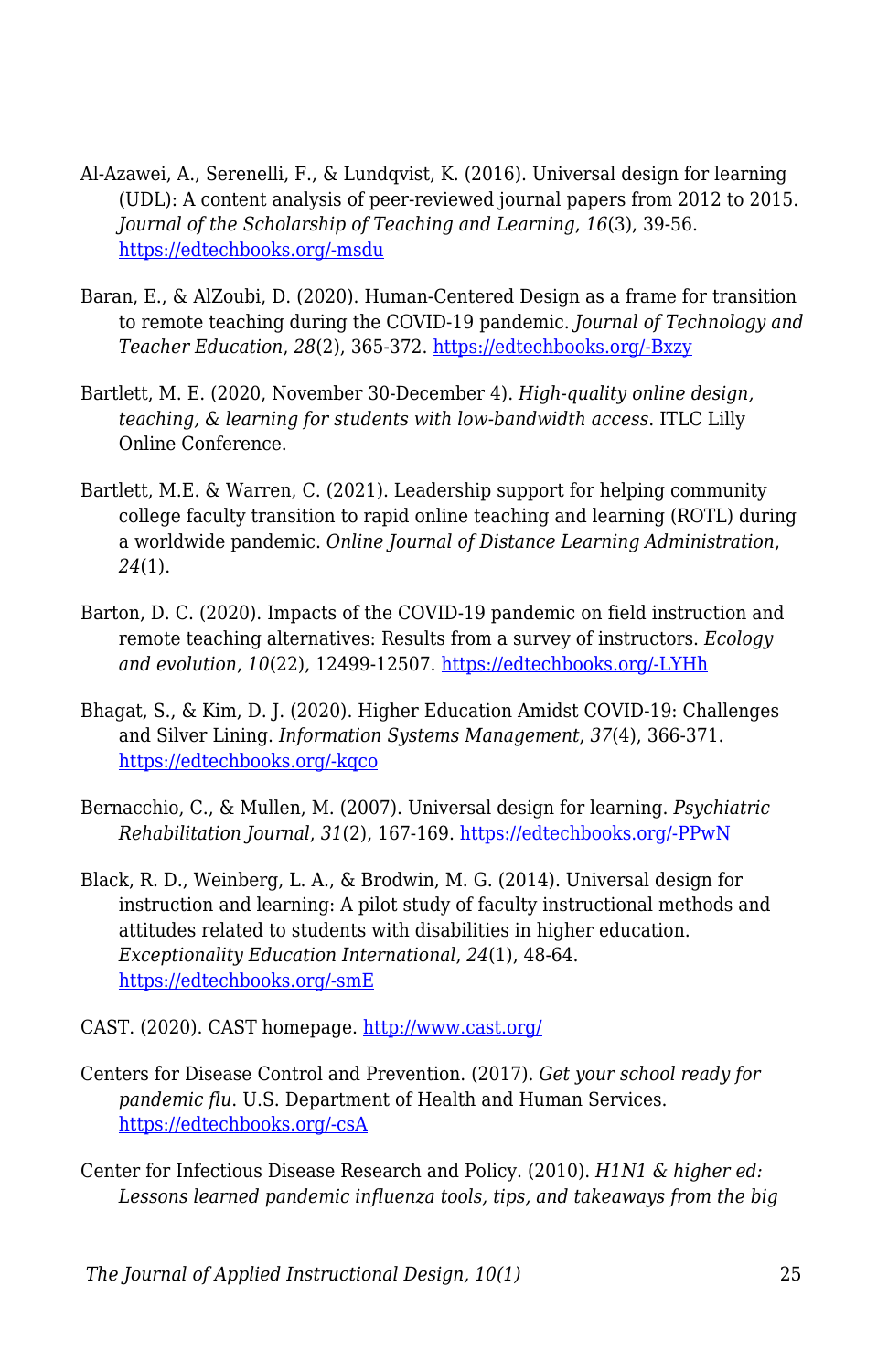Al-Azawei, A., Serenelli, F., & Lundqvist, K. (2016). Universal design for learning (UDL): A content analysis of peer-reviewed journal papers from 2012 to 2015. *Journal of the Scholarship of Teaching and Learning*, *16*(3), 39-56. https://edtechbooks.org/-msdu

Baran, E., & AlZoubi, D. (2020). Human-Centered Design as a frame for transition to remote teaching during the COVID-19 pandemic. *Journal of Technology and Teacher Education*, *28*(2), 365-372. https://edtechbooks.org/-Bxzy

Bartlett, M. E. (2020, November 30-December 4). *High-quality online design, teaching, & learning for students with low-bandwidth access*. ITLC Lilly Online Conference.

Bartlett, M.E. & Warren, C. (2021). Leadership support for helping community college faculty transition to rapid online teaching and learning (ROTL) during a worldwide pandemic. *Online Journal of Distance Learning Administration*, *24*(1).

Barton, D. C. (2020). Impacts of the COVID-19 pandemic on field instruction and remote teaching alternatives: Results from a survey of instructors. *Ecology and evolution*, *10*(22), 12499-12507. https://edtechbooks.org/-LYHh

Bhagat, S., & Kim, D. J. (2020). Higher Education Amidst COVID-19: Challenges and Silver Lining. *Information Systems Management*, *37*(4), 366-371. https://edtechbooks.org/-kqco

Bernacchio, C., & Mullen, M. (2007). Universal design for learning. *Psychiatric Rehabilitation Journal*, *31*(2), 167-169. https://edtechbooks.org/-PPwN

Black, R. D., Weinberg, L. A., & Brodwin, M. G. (2014). Universal design for instruction and learning: A pilot study of faculty instructional methods and attitudes related to students with disabilities in higher education. *Exceptionality Education International*, *24*(1), 48-64. https://edtechbooks.org/-smE

CAST. (2020). CAST homepage. http://www.cast.org/

Centers for Disease Control and Prevention. (2017). *Get your school ready for pandemic flu*. U.S. Department of Health and Human Services. https://edtechbooks.org/-csA

Center for Infectious Disease Research and Policy. (2010). *H1N1 & higher ed: Lessons learned pandemic influenza tools, tips, and takeaways from the big*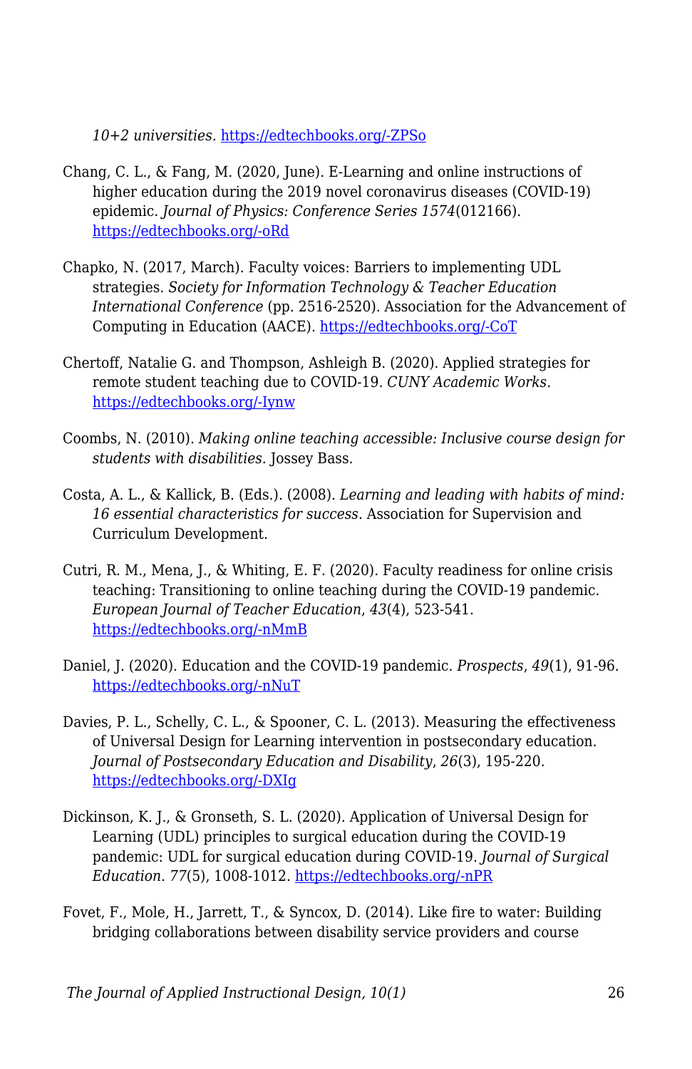*10+2 universities.* https://edtechbooks.org/-ZPSo

Chang, C. L., & Fang, M. (2020, June). E-Learning and online instructions of higher education during the 2019 novel coronavirus diseases (COVID-19) epidemic. *Journal of Physics: Conference Series 1574*(012166). https://edtechbooks.org/-oRd

Chapko, N. (2017, March). Faculty voices: Barriers to implementing UDL strategies. *Society for Information Technology & Teacher Education International Conference* (pp. 2516-2520). Association for the Advancement of Computing in Education (AACE). https://edtechbooks.org/-CoT

Chertoff, Natalie G. and Thompson, Ashleigh B. (2020). Applied strategies for remote student teaching due to COVID-19. *CUNY Academic Works.* https://edtechbooks.org/-Iynw

Coombs, N. (2010). *Making online teaching accessible: Inclusive course design for students with disabilities.* Jossey Bass.

Costa, A. L., & Kallick, B. (Eds.). (2008). *Learning and leading with habits of mind: 16 essential characteristics for success.* Association for Supervision and Curriculum Development.

Cutri, R. M., Mena, J., & Whiting, E. F. (2020). Faculty readiness for online crisis teaching: Transitioning to online teaching during the COVID-19 pandemic. *European Journal of Teacher Education*, *43*(4), 523-541. https://edtechbooks.org/-nMmB

Daniel, J. (2020). Education and the COVID-19 pandemic. *Prospects*, *49*(1), 91-96. https://edtechbooks.org/-nNuT

Davies, P. L., Schelly, C. L., & Spooner, C. L. (2013). Measuring the effectiveness of Universal Design for Learning intervention in postsecondary education. *Journal of Postsecondary Education and Disability*, *26*(3), 195-220. https://edtechbooks.org/-DXIg

Dickinson, K. J., & Gronseth, S. L. (2020). Application of Universal Design for Learning (UDL) principles to surgical education during the COVID-19 pandemic: UDL for surgical education during COVID-19. *Journal of Surgical Education.* *77*(5), 1008-1012. https://edtechbooks.org/-nPR

Fovet, F., Mole, H., Jarrett, T., & Syncox, D. (2014). Like fire to water: Building bridging collaborations between disability service providers and course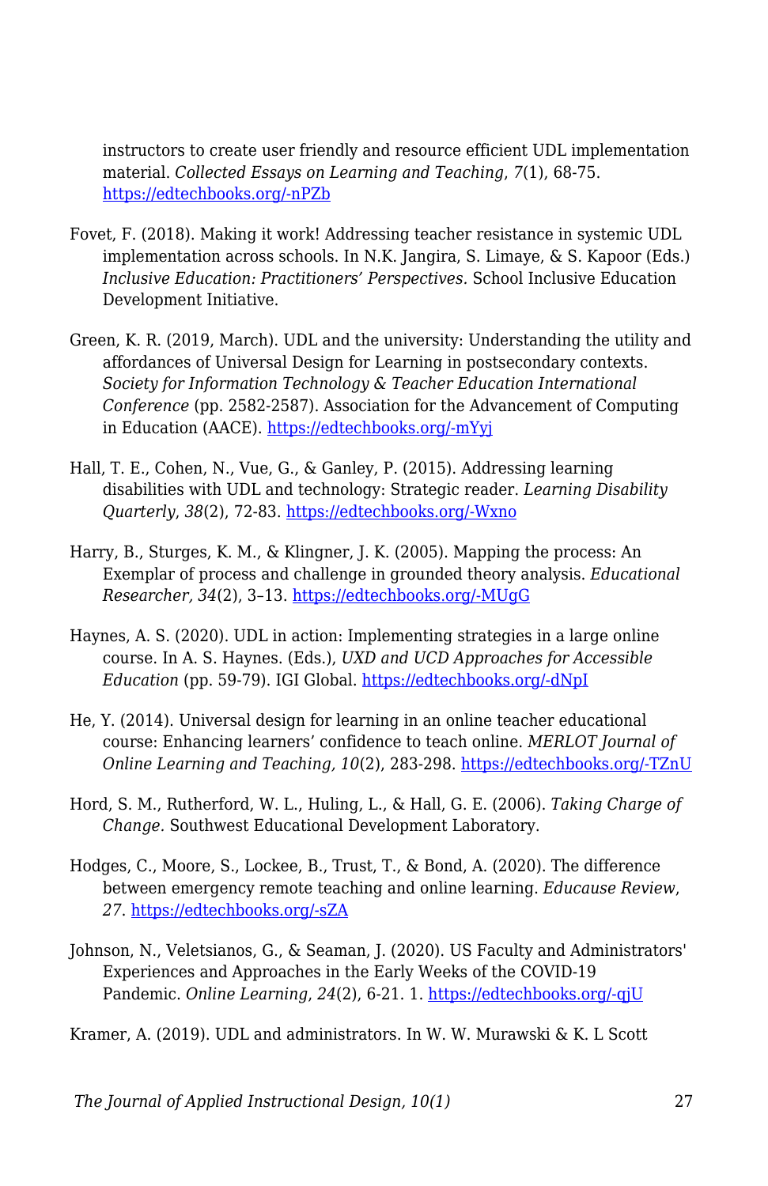instructors to create user friendly and resource efficient UDL implementation material. *Collected Essays on Learning and Teaching*, *7*(1), 68-75. https://edtechbooks.org/-nPZb

Fovet, F. (2018). Making it work! Addressing teacher resistance in systemic UDL implementation across schools. In N.K. Jangira, S. Limaye, & S. Kapoor (Eds.) *Inclusive Education: Practitioners' Perspectives.* School Inclusive Education Development Initiative.

Green, K. R. (2019, March). UDL and the university: Understanding the utility and affordances of Universal Design for Learning in postsecondary contexts. *Society for Information Technology & Teacher Education International Conference* (pp. 2582-2587). Association for the Advancement of Computing in Education (AACE). https://edtechbooks.org/-mYyj

Hall, T. E., Cohen, N., Vue, G., & Ganley, P. (2015). Addressing learning disabilities with UDL and technology: Strategic reader. *Learning Disability Quarterly*, *38*(2), 72-83. https://edtechbooks.org/-Wxno

Harry, B., Sturges, K. M., & Klingner, J. K. (2005). Mapping the process: An Exemplar of process and challenge in grounded theory analysis. *Educational Researcher, 34*(2), 3–13. https://edtechbooks.org/-MUgG

Haynes, A. S. (2020). UDL in action: Implementing strategies in a large online course. In A. S. Haynes. (Eds.), *UXD and UCD Approaches for Accessible Education* (pp. 59-79). IGI Global. https://edtechbooks.org/-dNpI

He, Y. (2014). Universal design for learning in an online teacher educational course: Enhancing learners' confidence to teach online. *MERLOT Journal of Online Learning and Teaching, 10*(2), 283-298. https://edtechbooks.org/-TZnU

Hord, S. M., Rutherford, W. L., Huling, L., & Hall, G. E. (2006). *Taking Charge of Change.* Southwest Educational Development Laboratory.

Hodges, C., Moore, S., Lockee, B., Trust, T., & Bond, A. (2020). The difference between emergency remote teaching and online learning. *Educause Review*, *27*. https://edtechbooks.org/-sZA

Johnson, N., Veletsianos, G., & Seaman, J. (2020). US Faculty and Administrators' Experiences and Approaches in the Early Weeks of the COVID-19 Pandemic. *Online Learning*, *24*(2), 6-21. 1. https://edtechbooks.org/-qjU

Kramer, A. (2019). UDL and administrators. In W. W. Murawski & K. L Scott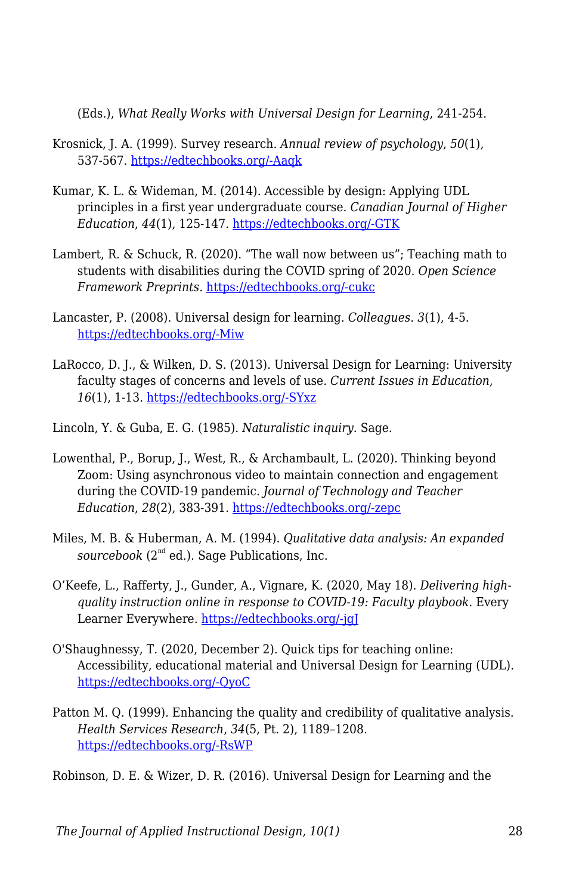(Eds.), *What Really Works with Universal Design for Learning*, 241-254.

Krosnick, J. A. (1999). Survey research. *Annual review of psychology*, *50*(1), 537-567. https://edtechbooks.org/-Aaqk

Kumar, K. L. & Wideman, M. (2014). Accessible by design: Applying UDL principles in a first year undergraduate course. *Canadian Journal of Higher Education*, *44*(1), 125-147. https://edtechbooks.org/-GTK

Lambert, R. & Schuck, R. (2020). “The wall now between us”; Teaching math to students with disabilities during the COVID spring of 2020. *Open Science Framework Preprints*. https://edtechbooks.org/-cukc

Lancaster, P. (2008). Universal design for learning. *Colleagues*. *3*(1), 4-5. https://edtechbooks.org/-Miw

LaRocco, D. J., & Wilken, D. S. (2013). Universal Design for Learning: University faculty stages of concerns and levels of use. *Current Issues in Education*, *16*(1), 1-13. https://edtechbooks.org/-SYxz

Lincoln, Y. & Guba, E. G. (1985). *Naturalistic inquiry*. Sage.

Lowenthal, P., Borup, J., West, R., & Archambault, L. (2020). Thinking beyond Zoom: Using asynchronous video to maintain connection and engagement during the COVID-19 pandemic. *Journal of Technology and Teacher Education*, *28*(2), 383-391. https://edtechbooks.org/-zepc

Miles, M. B. & Huberman, A. M. (1994). *Qualitative data analysis: An expanded sourcebook* (2nd ed.). Sage Publications, Inc.

O’Keefe, L., Rafferty, J., Gunder, A., Vignare, K. (2020, May 18). *Delivering high-quality instruction online in response to COVID-19: Faculty playbook*. Every Learner Everywhere. https://edtechbooks.org/-jgJ

O'Shaughnessy, T. (2020, December 2). Quick tips for teaching online: Accessibility, educational material and Universal Design for Learning (UDL). https://edtechbooks.org/-QyoC

Patton M. Q. (1999). Enhancing the quality and credibility of qualitative analysis. *Health Services Research*, *34*(5, Pt. 2), 1189–1208. https://edtechbooks.org/-RsWP

Robinson, D. E. & Wizer, D. R. (2016). Universal Design for Learning and the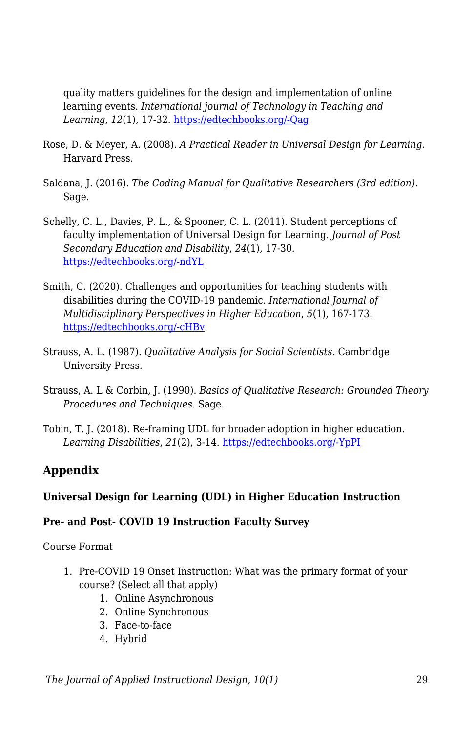quality matters guidelines for the design and implementation of online learning events. *International journal of Technology in Teaching and Learning*, *12*(1), 17-32. https://edtechbooks.org/-Qag

Rose, D. & Meyer, A. (2008). *A Practical Reader in Universal Design for Learning*. Harvard Press.

Saldana, J. (2016). *The Coding Manual for Qualitative Researchers (3rd edition)*. Sage.

Schelly, C. L., Davies, P. L., & Spooner, C. L. (2011). Student perceptions of faculty implementation of Universal Design for Learning. *Journal of Post Secondary Education and Disability*, *24*(1), 17-30. https://edtechbooks.org/-ndYL

Smith, C. (2020). Challenges and opportunities for teaching students with disabilities during the COVID-19 pandemic. *International Journal of Multidisciplinary Perspectives in Higher Education*, *5*(1), 167-173. https://edtechbooks.org/-cHBv

Strauss, A. L. (1987). *Qualitative Analysis for Social Scientists.* Cambridge University Press.

Strauss, A. L & Corbin, J. (1990). *Basics of Qualitative Research: Grounded Theory Procedures and Techniques.* Sage.

Tobin, T. J. (2018). Re-framing UDL for broader adoption in higher education. *Learning Disabilities*, *21*(2), 3-14. https://edtechbooks.org/-YpPI

## Appendix

**Universal Design for Learning (UDL) in Higher Education Instruction**

**Pre- and Post- COVID 19 Instruction Faculty Survey**

Course Format

1. Pre-COVID 19 Onset Instruction: What was the primary format of your course? (Select all that apply)
    1. Online Asynchronous
    2. Online Synchronous
    3. Face-to-face
    4. Hybrid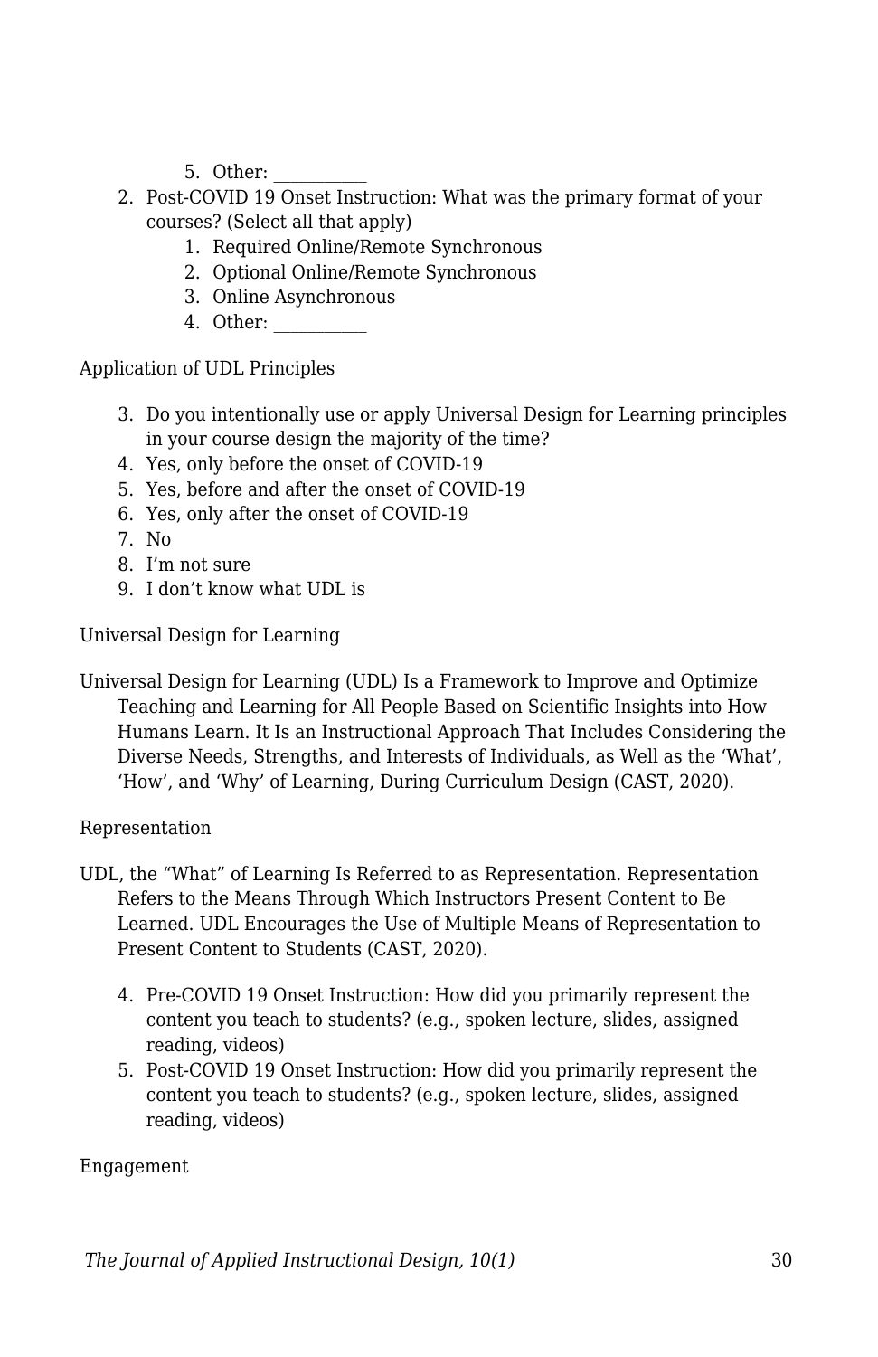5. Other: __________
2. Post-COVID 19 Onset Instruction: What was the primary format of your courses? (Select all that apply)
   1. Required Online/Remote Synchronous
   2. Optional Online/Remote Synchronous
   3. Online Asynchronous
   4. Other: __________

Application of UDL Principles

3. Do you intentionally use or apply Universal Design for Learning principles in your course design the majority of the time?
4. Yes, only before the onset of COVID-19
5. Yes, before and after the onset of COVID-19
6. Yes, only after the onset of COVID-19
7. No
8. I'm not sure
9. I don't know what UDL is

Universal Design for Learning

Universal Design for Learning (UDL) Is a Framework to Improve and Optimize Teaching and Learning for All People Based on Scientific Insights into How Humans Learn. It Is an Instructional Approach That Includes Considering the Diverse Needs, Strengths, and Interests of Individuals, as Well as the 'What', 'How', and 'Why' of Learning, During Curriculum Design (CAST, 2020).

Representation

UDL, the "What" of Learning Is Referred to as Representation. Representation Refers to the Means Through Which Instructors Present Content to Be Learned. UDL Encourages the Use of Multiple Means of Representation to Present Content to Students (CAST, 2020).

4. Pre-COVID 19 Onset Instruction: How did you primarily represent the content you teach to students? (e.g., spoken lecture, slides, assigned reading, videos)
5. Post-COVID 19 Onset Instruction: How did you primarily represent the content you teach to students? (e.g., spoken lecture, slides, assigned reading, videos)

Engagement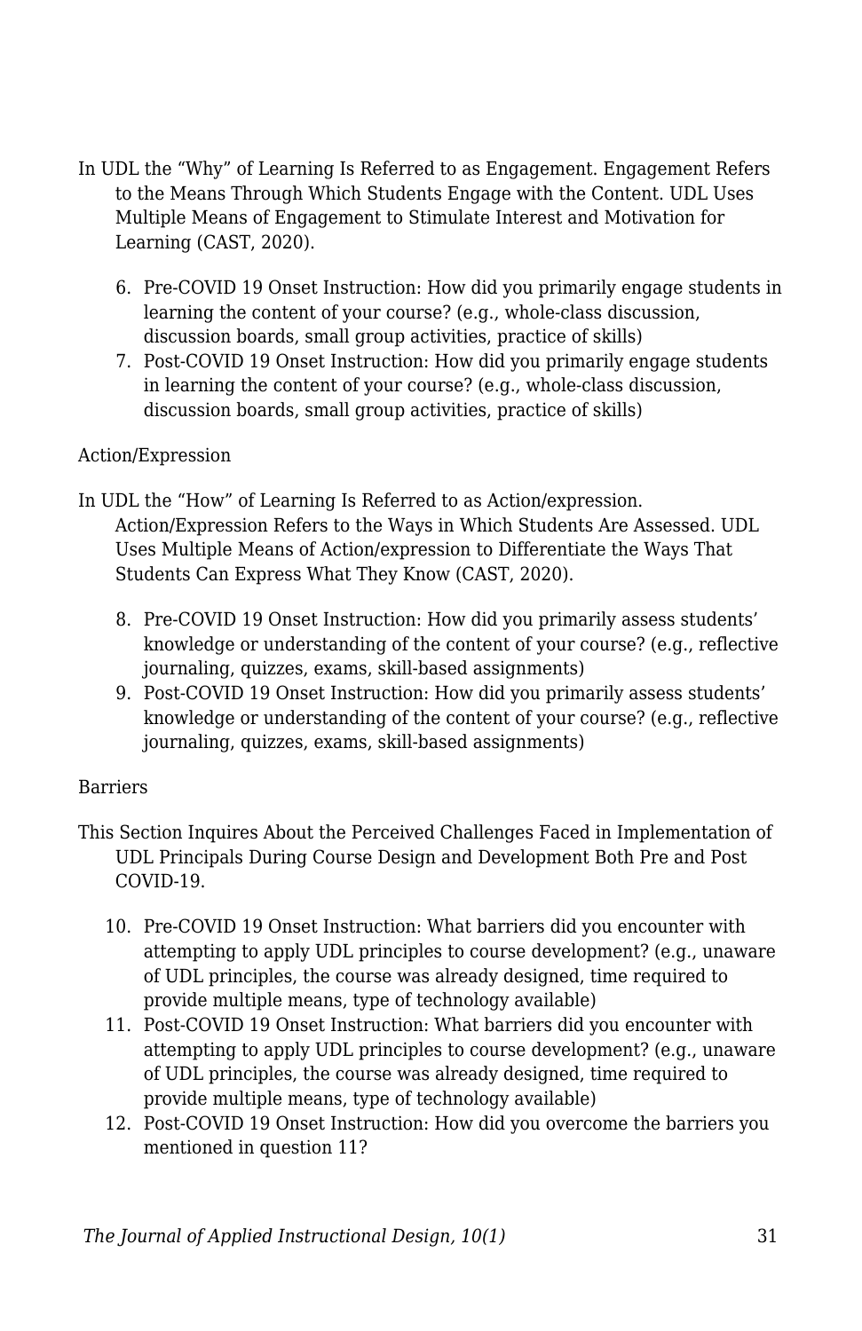In UDL the "Why" of Learning Is Referred to as Engagement. Engagement Refers to the Means Through Which Students Engage with the Content. UDL Uses Multiple Means of Engagement to Stimulate Interest and Motivation for Learning (CAST, 2020).

6. Pre-COVID 19 Onset Instruction: How did you primarily engage students in learning the content of your course? (e.g., whole-class discussion, discussion boards, small group activities, practice of skills)
7. Post-COVID 19 Onset Instruction: How did you primarily engage students in learning the content of your course? (e.g., whole-class discussion, discussion boards, small group activities, practice of skills)

Action/Expression

In UDL the "How" of Learning Is Referred to as Action/expression. Action/Expression Refers to the Ways in Which Students Are Assessed. UDL Uses Multiple Means of Action/expression to Differentiate the Ways That Students Can Express What They Know (CAST, 2020).

8. Pre-COVID 19 Onset Instruction: How did you primarily assess students' knowledge or understanding of the content of your course? (e.g., reflective journaling, quizzes, exams, skill-based assignments)
9. Post-COVID 19 Onset Instruction: How did you primarily assess students' knowledge or understanding of the content of your course? (e.g., reflective journaling, quizzes, exams, skill-based assignments)

Barriers

This Section Inquires About the Perceived Challenges Faced in Implementation of UDL Principals During Course Design and Development Both Pre and Post COVID-19.

10. Pre-COVID 19 Onset Instruction: What barriers did you encounter with attempting to apply UDL principles to course development? (e.g., unaware of UDL principles, the course was already designed, time required to provide multiple means, type of technology available)
11. Post-COVID 19 Onset Instruction: What barriers did you encounter with attempting to apply UDL principles to course development? (e.g., unaware of UDL principles, the course was already designed, time required to provide multiple means, type of technology available)
12. Post-COVID 19 Onset Instruction: How did you overcome the barriers you mentioned in question 11?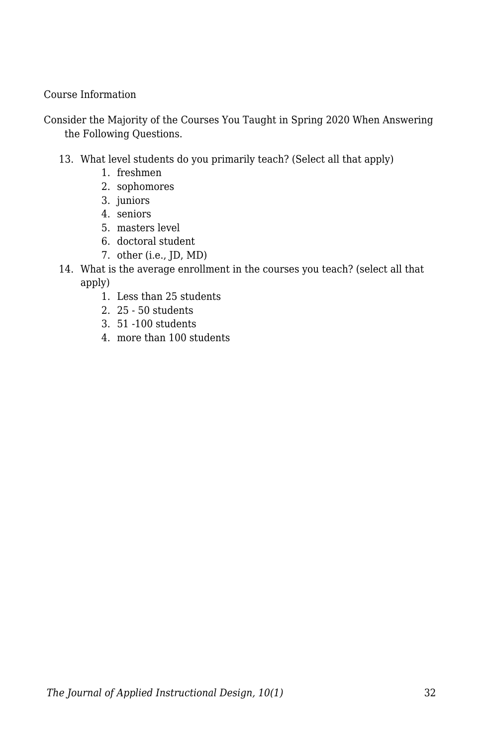Course Information

Consider the Majority of the Courses You Taught in Spring 2020 When Answering the Following Questions.

13. What level students do you primarily teach? (Select all that apply)
    1. freshmen
    2. sophomores
    3. juniors
    4. seniors
    5. masters level
    6. doctoral student
    7. other (i.e., JD, MD)
14. What is the average enrollment in the courses you teach? (select all that apply)
    1. Less than 25 students
    2. 25 - 50 students
    3. 51 -100 students
    4. more than 100 students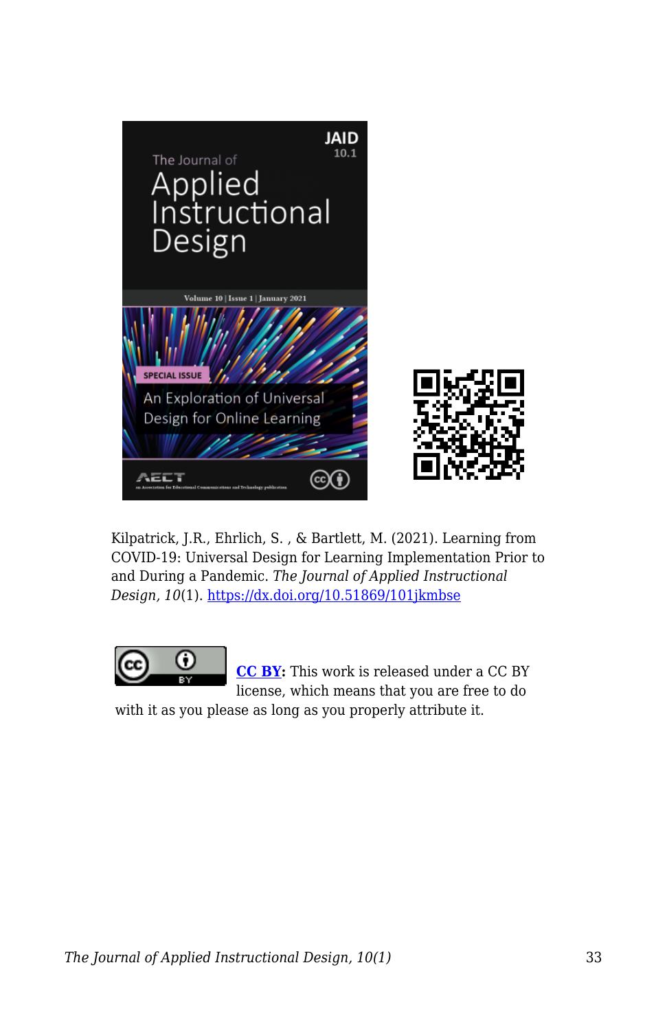Kilpatrick, J.R., Ehrlich, S. , & Bartlett, M. (2021). Learning from COVID-19: Universal Design for Learning Implementation Prior to and During a Pandemic. *The Journal of Applied Instructional Design, 10*(1). https://dx.doi.org/10.51869/101jkmbse

**CC BY:** This work is released under a CC BY license, which means that you are free to do with it as you please as long as you properly attribute it.